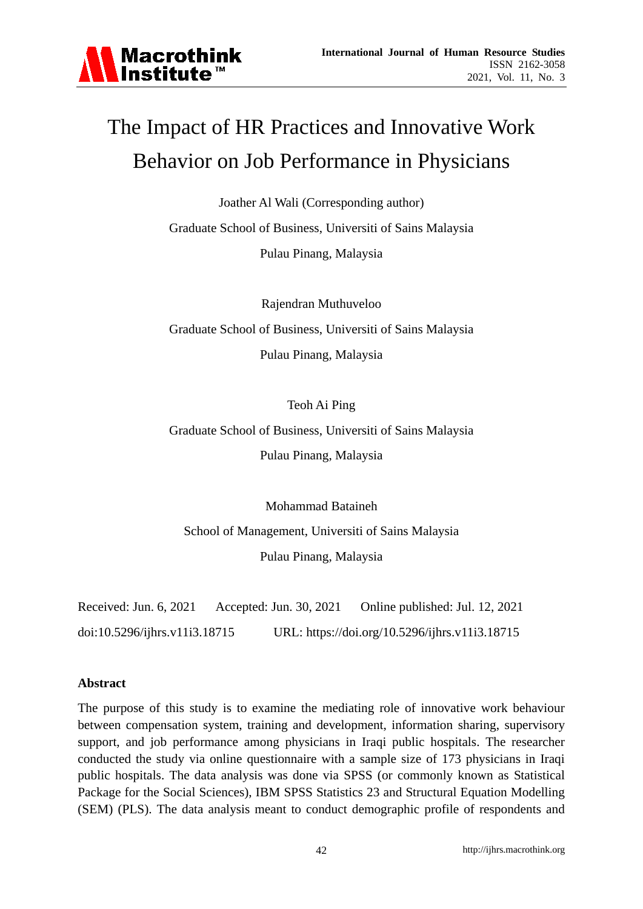# The Impact of HR Practices and Innovative Work Behavior on Job Performance in Physicians

Joather Al Wali (Corresponding author)

Graduate School of Business, Universiti of Sains Malaysia

Pulau Pinang, Malaysia

Rajendran Muthuveloo

Graduate School of Business, Universiti of Sains Malaysia

Pulau Pinang, Malaysia

Teoh Ai Ping

Graduate School of Business, Universiti of Sains Malaysia

Pulau Pinang, Malaysia

Mohammad Bataineh

School of Management, Universiti of Sains Malaysia

Pulau Pinang, Malaysia

Received: Jun. 6, 2021  Accepted: Jun. 30, 2021  Online published: Jul. 12, 2021

doi:10.5296/ijhrs.v11i3.18715  URL: https://doi.org/10.5296/ijhrs.v11i3.18715

**Abstract**

The purpose of this study is to examine the mediating role of innovative work behaviour between compensation system, training and development, information sharing, supervisory support, and job performance among physicians in Iraqi public hospitals. The researcher conducted the study via online questionnaire with a sample size of 173 physicians in Iraqi public hospitals. The data analysis was done via SPSS (or commonly known as Statistical Package for the Social Sciences), IBM SPSS Statistics 23 and Structural Equation Modelling (SEM) (PLS). The data analysis meant to conduct demographic profile of respondents and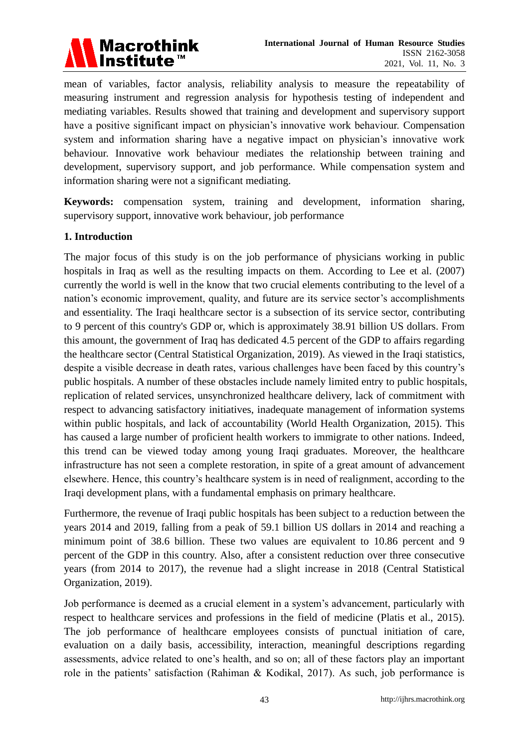mean of variables, factor analysis, reliability analysis to measure the repeatability of measuring instrument and regression analysis for hypothesis testing of independent and mediating variables. Results showed that training and development and supervisory support have a positive significant impact on physician's innovative work behaviour. Compensation system and information sharing have a negative impact on physician's innovative work behaviour. Innovative work behaviour mediates the relationship between training and development, supervisory support, and job performance. While compensation system and information sharing were not a significant mediating.

**Keywords:** compensation system, training and development, information sharing, supervisory support, innovative work behaviour, job performance

## 1. Introduction

The major focus of this study is on the job performance of physicians working in public hospitals in Iraq as well as the resulting impacts on them. According to Lee et al. (2007) currently the world is well in the know that two crucial elements contributing to the level of a nation's economic improvement, quality, and future are its service sector's accomplishments and essentiality. The Iraqi healthcare sector is a subsection of its service sector, contributing to 9 percent of this country's GDP or, which is approximately 38.91 billion US dollars. From this amount, the government of Iraq has dedicated 4.5 percent of the GDP to affairs regarding the healthcare sector (Central Statistical Organization, 2019). As viewed in the Iraqi statistics, despite a visible decrease in death rates, various challenges have been faced by this country's public hospitals. A number of these obstacles include namely limited entry to public hospitals, replication of related services, unsynchronized healthcare delivery, lack of commitment with respect to advancing satisfactory initiatives, inadequate management of information systems within public hospitals, and lack of accountability (World Health Organization, 2015). This has caused a large number of proficient health workers to immigrate to other nations. Indeed, this trend can be viewed today among young Iraqi graduates. Moreover, the healthcare infrastructure has not seen a complete restoration, in spite of a great amount of advancement elsewhere. Hence, this country's healthcare system is in need of realignment, according to the Iraqi development plans, with a fundamental emphasis on primary healthcare.

Furthermore, the revenue of Iraqi public hospitals has been subject to a reduction between the years 2014 and 2019, falling from a peak of 59.1 billion US dollars in 2014 and reaching a minimum point of 38.6 billion. These two values are equivalent to 10.86 percent and 9 percent of the GDP in this country. Also, after a consistent reduction over three consecutive years (from 2014 to 2017), the revenue had a slight increase in 2018 (Central Statistical Organization, 2019).

Job performance is deemed as a crucial element in a system's advancement, particularly with respect to healthcare services and professions in the field of medicine (Platis et al., 2015). The job performance of healthcare employees consists of punctual initiation of care, evaluation on a daily basis, accessibility, interaction, meaningful descriptions regarding assessments, advice related to one's health, and so on; all of these factors play an important role in the patients' satisfaction (Rahiman & Kodikal, 2017). As such, job performance is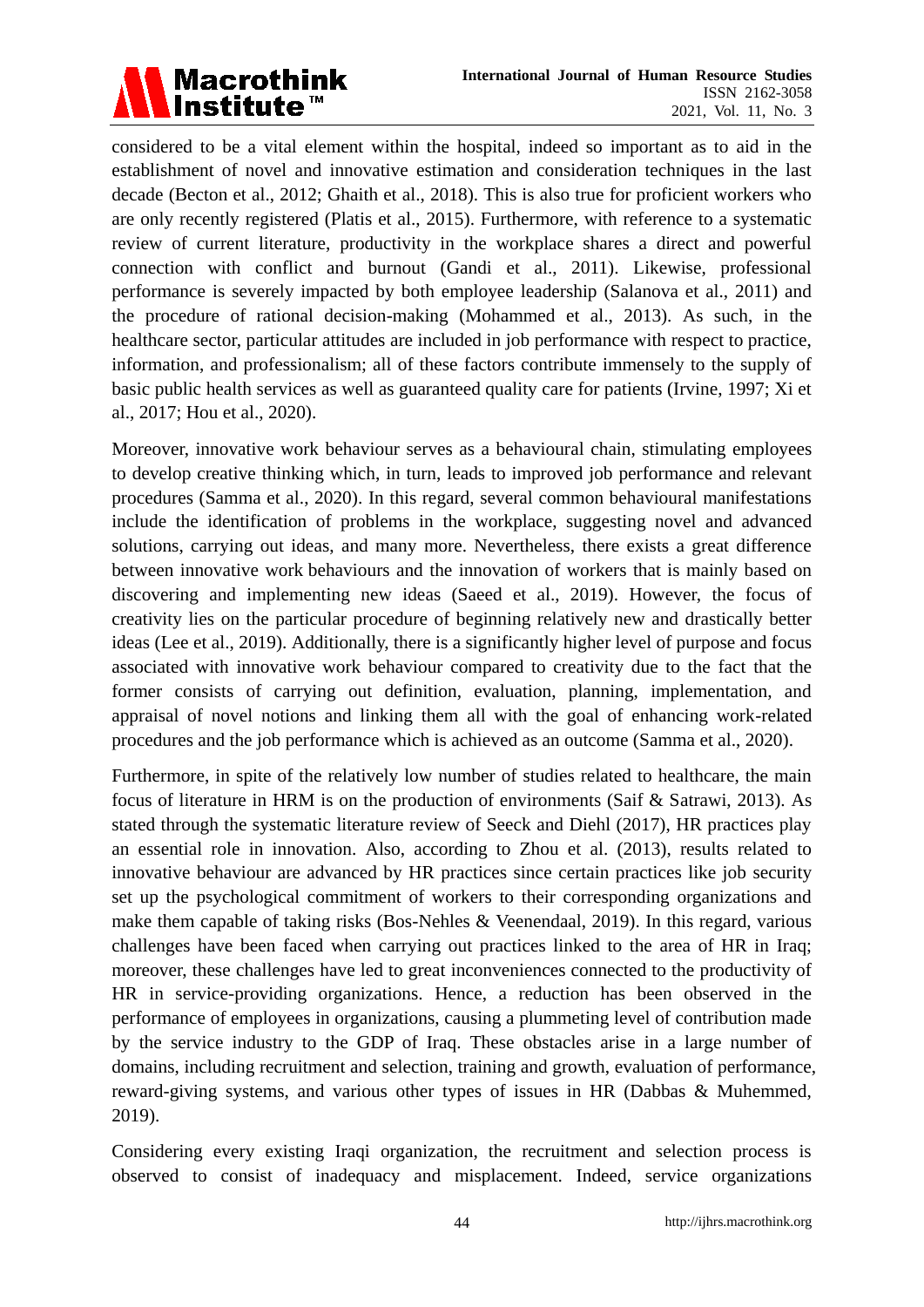considered to be a vital element within the hospital, indeed so important as to aid in the establishment of novel and innovative estimation and consideration techniques in the last decade (Becton et al., 2012; Ghaith et al., 2018). This is also true for proficient workers who are only recently registered (Platis et al., 2015). Furthermore, with reference to a systematic review of current literature, productivity in the workplace shares a direct and powerful connection with conflict and burnout (Gandi et al., 2011). Likewise, professional performance is severely impacted by both employee leadership (Salanova et al., 2011) and the procedure of rational decision-making (Mohammed et al., 2013). As such, in the healthcare sector, particular attitudes are included in job performance with respect to practice, information, and professionalism; all of these factors contribute immensely to the supply of basic public health services as well as guaranteed quality care for patients (Irvine, 1997; Xi et al., 2017; Hou et al., 2020).

Moreover, innovative work behaviour serves as a behavioural chain, stimulating employees to develop creative thinking which, in turn, leads to improved job performance and relevant procedures (Samma et al., 2020). In this regard, several common behavioural manifestations include the identification of problems in the workplace, suggesting novel and advanced solutions, carrying out ideas, and many more. Nevertheless, there exists a great difference between innovative work behaviours and the innovation of workers that is mainly based on discovering and implementing new ideas (Saeed et al., 2019). However, the focus of creativity lies on the particular procedure of beginning relatively new and drastically better ideas (Lee et al., 2019). Additionally, there is a significantly higher level of purpose and focus associated with innovative work behaviour compared to creativity due to the fact that the former consists of carrying out definition, evaluation, planning, implementation, and appraisal of novel notions and linking them all with the goal of enhancing work-related procedures and the job performance which is achieved as an outcome (Samma et al., 2020).

Furthermore, in spite of the relatively low number of studies related to healthcare, the main focus of literature in HRM is on the production of environments (Saif & Satrawi, 2013). As stated through the systematic literature review of Seeck and Diehl (2017), HR practices play an essential role in innovation. Also, according to Zhou et al. (2013), results related to innovative behaviour are advanced by HR practices since certain practices like job security set up the psychological commitment of workers to their corresponding organizations and make them capable of taking risks (Bos-Nehles & Veenendaal, 2019). In this regard, various challenges have been faced when carrying out practices linked to the area of HR in Iraq; moreover, these challenges have led to great inconveniences connected to the productivity of HR in service-providing organizations. Hence, a reduction has been observed in the performance of employees in organizations, causing a plummeting level of contribution made by the service industry to the GDP of Iraq. These obstacles arise in a large number of domains, including recruitment and selection, training and growth, evaluation of performance, reward-giving systems, and various other types of issues in HR (Dabbas & Muhemmed, 2019).

Considering every existing Iraqi organization, the recruitment and selection process is observed to consist of inadequacy and misplacement. Indeed, service organizations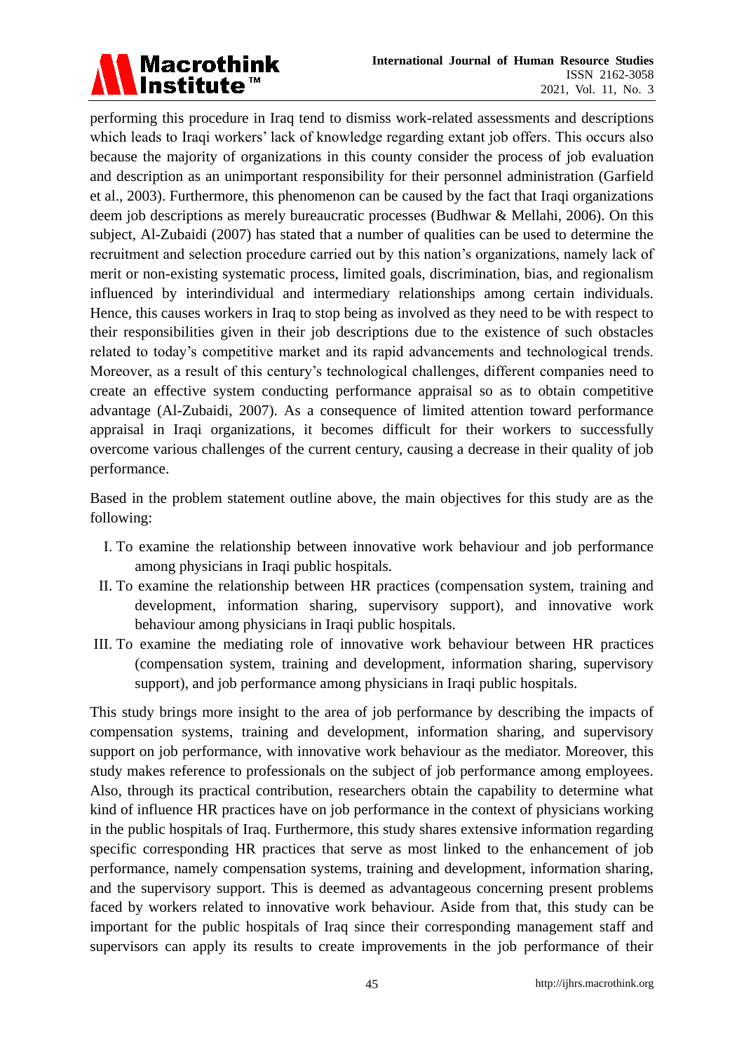performing this procedure in Iraq tend to dismiss work-related assessments and descriptions which leads to Iraqi workers' lack of knowledge regarding extant job offers. This occurs also because the majority of organizations in this county consider the process of job evaluation and description as an unimportant responsibility for their personnel administration (Garfield et al., 2003). Furthermore, this phenomenon can be caused by the fact that Iraqi organizations deem job descriptions as merely bureaucratic processes (Budhwar & Mellahi, 2006). On this subject, Al-Zubaidi (2007) has stated that a number of qualities can be used to determine the recruitment and selection procedure carried out by this nation's organizations, namely lack of merit or non-existing systematic process, limited goals, discrimination, bias, and regionalism influenced by interindividual and intermediary relationships among certain individuals. Hence, this causes workers in Iraq to stop being as involved as they need to be with respect to their responsibilities given in their job descriptions due to the existence of such obstacles related to today's competitive market and its rapid advancements and technological trends. Moreover, as a result of this century's technological challenges, different companies need to create an effective system conducting performance appraisal so as to obtain competitive advantage (Al-Zubaidi, 2007). As a consequence of limited attention toward performance appraisal in Iraqi organizations, it becomes difficult for their workers to successfully overcome various challenges of the current century, causing a decrease in their quality of job performance.

Based in the problem statement outline above, the main objectives for this study are as the following:

I. To examine the relationship between innovative work behaviour and job performance among physicians in Iraqi public hospitals.

II. To examine the relationship between HR practices (compensation system, training and development, information sharing, supervisory support), and innovative work behaviour among physicians in Iraqi public hospitals.

III. To examine the mediating role of innovative work behaviour between HR practices (compensation system, training and development, information sharing, supervisory support), and job performance among physicians in Iraqi public hospitals.

This study brings more insight to the area of job performance by describing the impacts of compensation systems, training and development, information sharing, and supervisory support on job performance, with innovative work behaviour as the mediator. Moreover, this study makes reference to professionals on the subject of job performance among employees. Also, through its practical contribution, researchers obtain the capability to determine what kind of influence HR practices have on job performance in the context of physicians working in the public hospitals of Iraq. Furthermore, this study shares extensive information regarding specific corresponding HR practices that serve as most linked to the enhancement of job performance, namely compensation systems, training and development, information sharing, and the supervisory support. This is deemed as advantageous concerning present problems faced by workers related to innovative work behaviour. Aside from that, this study can be important for the public hospitals of Iraq since their corresponding management staff and supervisors can apply its results to create improvements in the job performance of their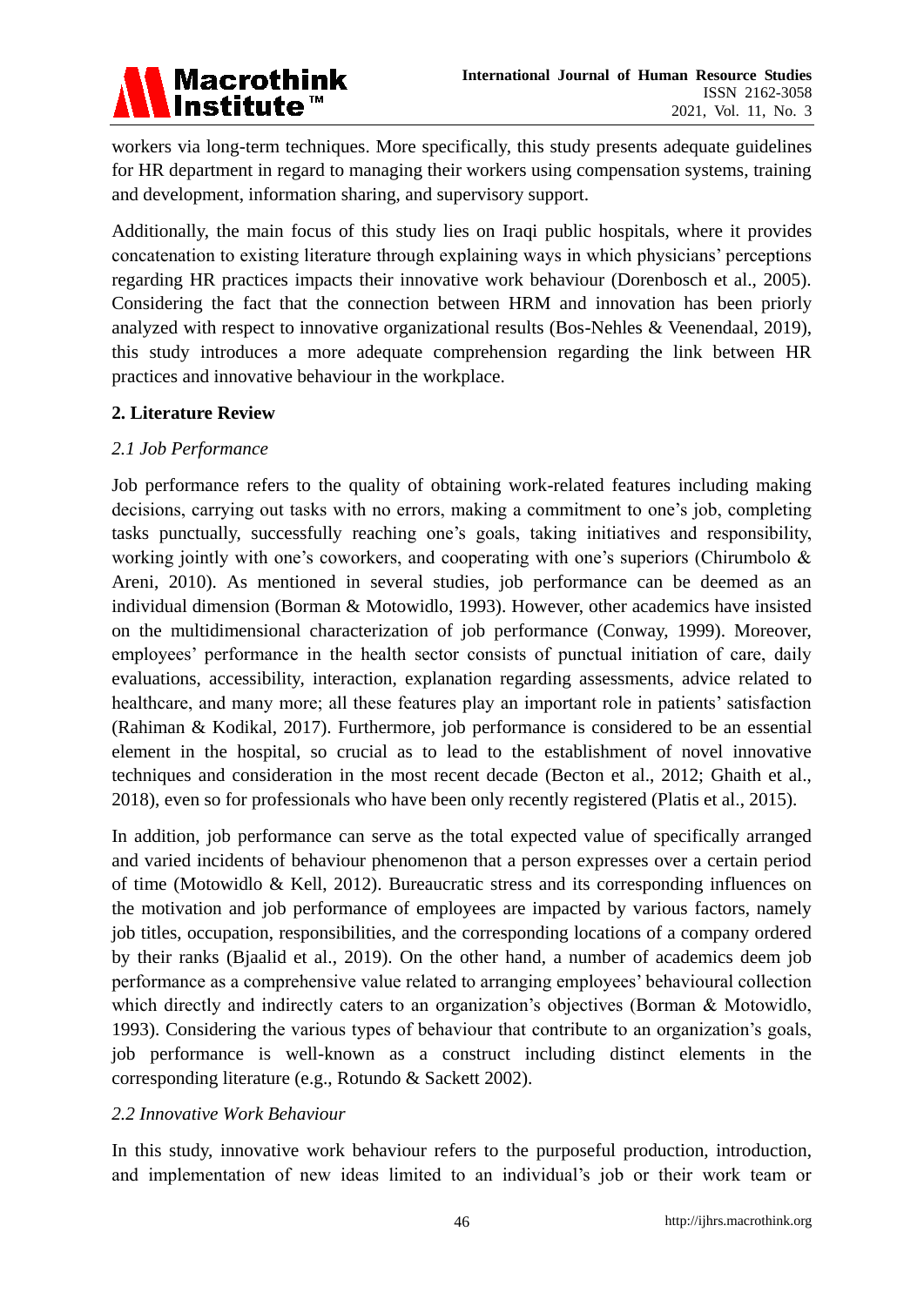workers via long-term techniques. More specifically, this study presents adequate guidelines for HR department in regard to managing their workers using compensation systems, training and development, information sharing, and supervisory support.

Additionally, the main focus of this study lies on Iraqi public hospitals, where it provides concatenation to existing literature through explaining ways in which physicians' perceptions regarding HR practices impacts their innovative work behaviour (Dorenbosch et al., 2005). Considering the fact that the connection between HRM and innovation has been priorly analyzed with respect to innovative organizational results (Bos-Nehles & Veenendaal, 2019), this study introduces a more adequate comprehension regarding the link between HR practices and innovative behaviour in the workplace.

## 2. Literature Review

### *2.1 Job Performance*

Job performance refers to the quality of obtaining work-related features including making decisions, carrying out tasks with no errors, making a commitment to one's job, completing tasks punctually, successfully reaching one's goals, taking initiatives and responsibility, working jointly with one's coworkers, and cooperating with one's superiors (Chirumbolo & Areni, 2010). As mentioned in several studies, job performance can be deemed as an individual dimension (Borman & Motowidlo, 1993). However, other academics have insisted on the multidimensional characterization of job performance (Conway, 1999). Moreover, employees' performance in the health sector consists of punctual initiation of care, daily evaluations, accessibility, interaction, explanation regarding assessments, advice related to healthcare, and many more; all these features play an important role in patients' satisfaction (Rahiman & Kodikal, 2017). Furthermore, job performance is considered to be an essential element in the hospital, so crucial as to lead to the establishment of novel innovative techniques and consideration in the most recent decade (Becton et al., 2012; Ghaith et al., 2018), even so for professionals who have been only recently registered (Platis et al., 2015).

In addition, job performance can serve as the total expected value of specifically arranged and varied incidents of behaviour phenomenon that a person expresses over a certain period of time (Motowidlo & Kell, 2012). Bureaucratic stress and its corresponding influences on the motivation and job performance of employees are impacted by various factors, namely job titles, occupation, responsibilities, and the corresponding locations of a company ordered by their ranks (Bjaalid et al., 2019). On the other hand, a number of academics deem job performance as a comprehensive value related to arranging employees' behavioural collection which directly and indirectly caters to an organization's objectives (Borman & Motowidlo, 1993). Considering the various types of behaviour that contribute to an organization's goals, job performance is well-known as a construct including distinct elements in the corresponding literature (e.g., Rotundo & Sackett 2002).

### *2.2 Innovative Work Behaviour*

In this study, innovative work behaviour refers to the purposeful production, introduction, and implementation of new ideas limited to an individual's job or their work team or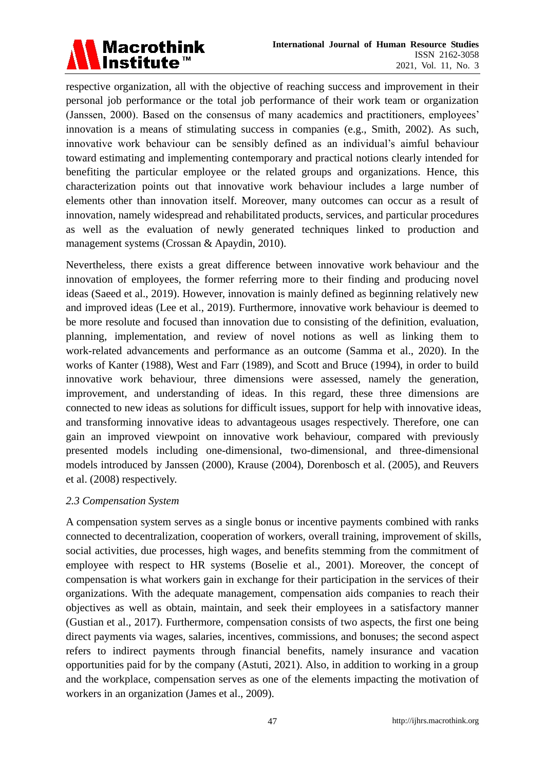respective organization, all with the objective of reaching success and improvement in their personal job performance or the total job performance of their work team or organization (Janssen, 2000). Based on the consensus of many academics and practitioners, employees' innovation is a means of stimulating success in companies (e.g., Smith, 2002). As such, innovative work behaviour can be sensibly defined as an individual's aimful behaviour toward estimating and implementing contemporary and practical notions clearly intended for benefiting the particular employee or the related groups and organizations. Hence, this characterization points out that innovative work behaviour includes a large number of elements other than innovation itself. Moreover, many outcomes can occur as a result of innovation, namely widespread and rehabilitated products, services, and particular procedures as well as the evaluation of newly generated techniques linked to production and management systems (Crossan & Apaydin, 2010).

Nevertheless, there exists a great difference between innovative work behaviour and the innovation of employees, the former referring more to their finding and producing novel ideas (Saeed et al., 2019). However, innovation is mainly defined as beginning relatively new and improved ideas (Lee et al., 2019). Furthermore, innovative work behaviour is deemed to be more resolute and focused than innovation due to consisting of the definition, evaluation, planning, implementation, and review of novel notions as well as linking them to work-related advancements and performance as an outcome (Samma et al., 2020). In the works of Kanter (1988), West and Farr (1989), and Scott and Bruce (1994), in order to build innovative work behaviour, three dimensions were assessed, namely the generation, improvement, and understanding of ideas. In this regard, these three dimensions are connected to new ideas as solutions for difficult issues, support for help with innovative ideas, and transforming innovative ideas to advantageous usages respectively. Therefore, one can gain an improved viewpoint on innovative work behaviour, compared with previously presented models including one-dimensional, two-dimensional, and three-dimensional models introduced by Janssen (2000), Krause (2004), Dorenbosch et al. (2005), and Reuvers et al. (2008) respectively.

### *2.3 Compensation System*

A compensation system serves as a single bonus or incentive payments combined with ranks connected to decentralization, cooperation of workers, overall training, improvement of skills, social activities, due processes, high wages, and benefits stemming from the commitment of employee with respect to HR systems (Boselie et al., 2001). Moreover, the concept of compensation is what workers gain in exchange for their participation in the services of their organizations. With the adequate management, compensation aids companies to reach their objectives as well as obtain, maintain, and seek their employees in a satisfactory manner (Gustian et al., 2017). Furthermore, compensation consists of two aspects, the first one being direct payments via wages, salaries, incentives, commissions, and bonuses; the second aspect refers to indirect payments through financial benefits, namely insurance and vacation opportunities paid for by the company (Astuti, 2021). Also, in addition to working in a group and the workplace, compensation serves as one of the elements impacting the motivation of workers in an organization (James et al., 2009).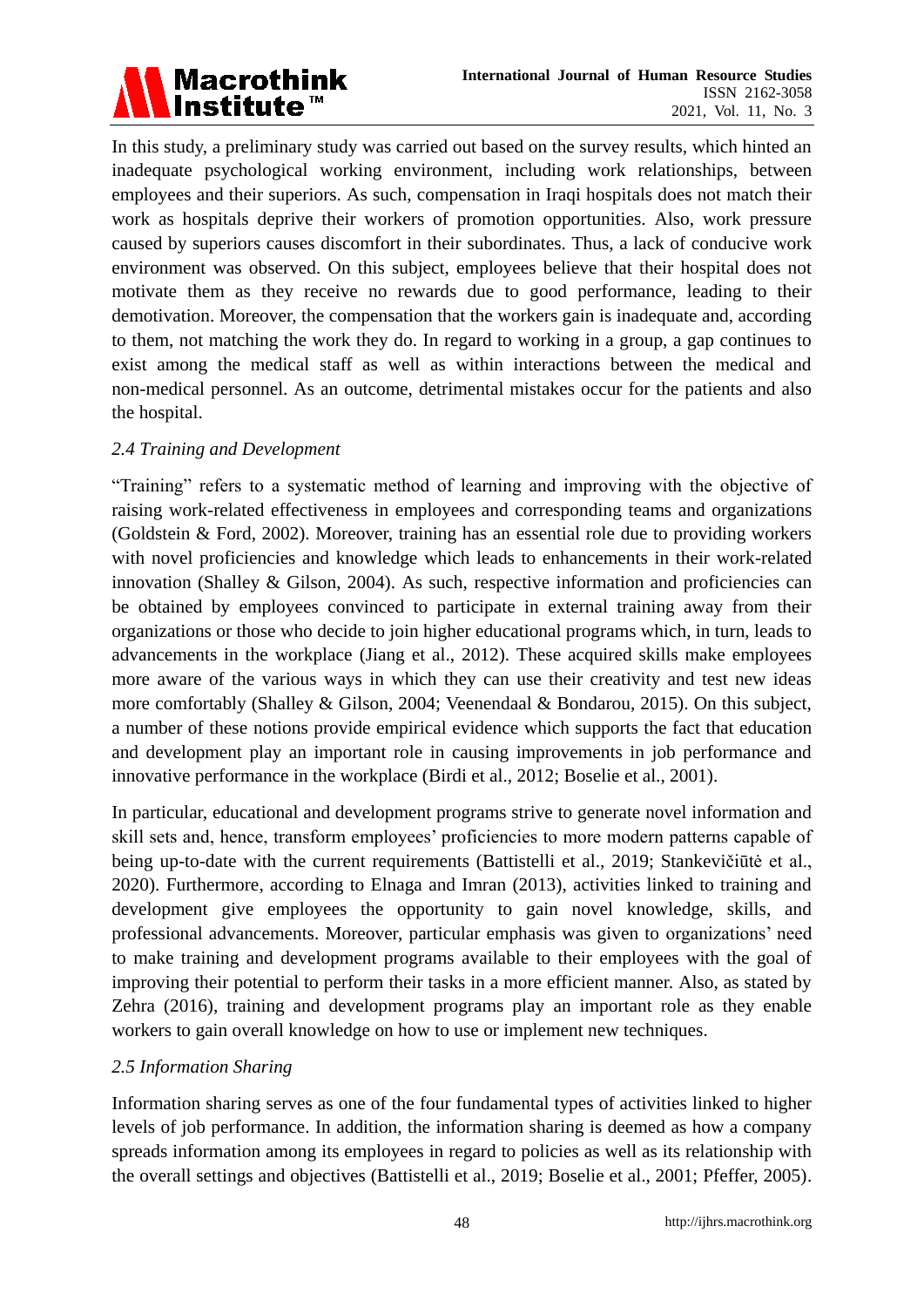In this study, a preliminary study was carried out based on the survey results, which hinted an inadequate psychological working environment, including work relationships, between employees and their superiors. As such, compensation in Iraqi hospitals does not match their work as hospitals deprive their workers of promotion opportunities. Also, work pressure caused by superiors causes discomfort in their subordinates. Thus, a lack of conducive work environment was observed. On this subject, employees believe that their hospital does not motivate them as they receive no rewards due to good performance, leading to their demotivation. Moreover, the compensation that the workers gain is inadequate and, according to them, not matching the work they do. In regard to working in a group, a gap continues to exist among the medical staff as well as within interactions between the medical and non-medical personnel. As an outcome, detrimental mistakes occur for the patients and also the hospital.

### *2.4 Training and Development*

"Training" refers to a systematic method of learning and improving with the objective of raising work-related effectiveness in employees and corresponding teams and organizations (Goldstein & Ford, 2002). Moreover, training has an essential role due to providing workers with novel proficiencies and knowledge which leads to enhancements in their work-related innovation (Shalley & Gilson, 2004). As such, respective information and proficiencies can be obtained by employees convinced to participate in external training away from their organizations or those who decide to join higher educational programs which, in turn, leads to advancements in the workplace (Jiang et al., 2012). These acquired skills make employees more aware of the various ways in which they can use their creativity and test new ideas more comfortably (Shalley & Gilson, 2004; Veenendaal & Bondarou, 2015). On this subject, a number of these notions provide empirical evidence which supports the fact that education and development play an important role in causing improvements in job performance and innovative performance in the workplace (Birdi et al., 2012; Boselie et al., 2001).

In particular, educational and development programs strive to generate novel information and skill sets and, hence, transform employees' proficiencies to more modern patterns capable of being up-to-date with the current requirements (Battistelli et al., 2019; Stankevičiūtė et al., 2020). Furthermore, according to Elnaga and Imran (2013), activities linked to training and development give employees the opportunity to gain novel knowledge, skills, and professional advancements. Moreover, particular emphasis was given to organizations' need to make training and development programs available to their employees with the goal of improving their potential to perform their tasks in a more efficient manner. Also, as stated by Zehra (2016), training and development programs play an important role as they enable workers to gain overall knowledge on how to use or implement new techniques.

### *2.5 Information Sharing*

Information sharing serves as one of the four fundamental types of activities linked to higher levels of job performance. In addition, the information sharing is deemed as how a company spreads information among its employees in regard to policies as well as its relationship with the overall settings and objectives (Battistelli et al., 2019; Boselie et al., 2001; Pfeffer, 2005).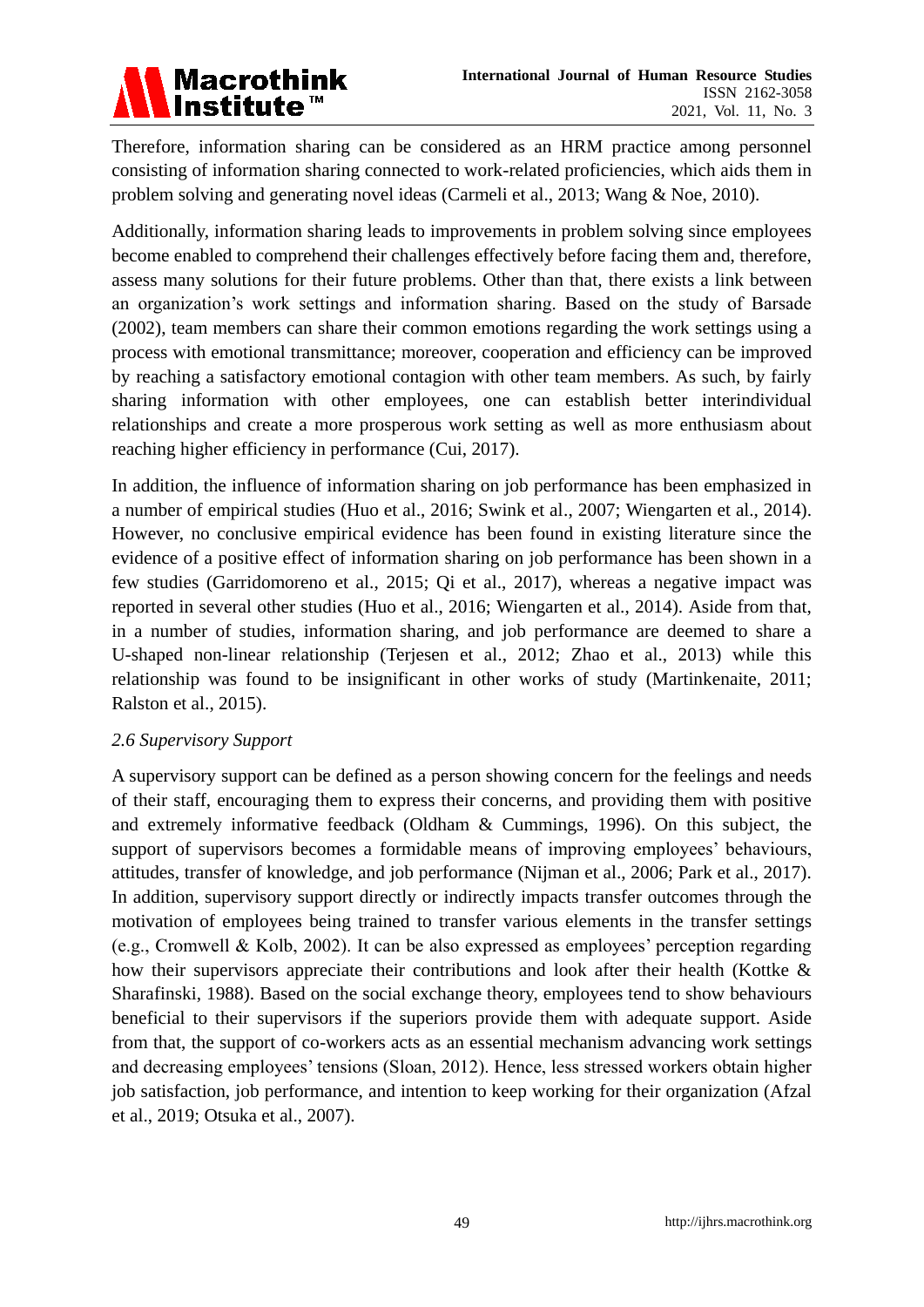Therefore, information sharing can be considered as an HRM practice among personnel consisting of information sharing connected to work-related proficiencies, which aids them in problem solving and generating novel ideas (Carmeli et al., 2013; Wang & Noe, 2010).

Additionally, information sharing leads to improvements in problem solving since employees become enabled to comprehend their challenges effectively before facing them and, therefore, assess many solutions for their future problems. Other than that, there exists a link between an organization's work settings and information sharing. Based on the study of Barsade (2002), team members can share their common emotions regarding the work settings using a process with emotional transmittance; moreover, cooperation and efficiency can be improved by reaching a satisfactory emotional contagion with other team members. As such, by fairly sharing information with other employees, one can establish better interindividual relationships and create a more prosperous work setting as well as more enthusiasm about reaching higher efficiency in performance (Cui, 2017).

In addition, the influence of information sharing on job performance has been emphasized in a number of empirical studies (Huo et al., 2016; Swink et al., 2007; Wiengarten et al., 2014). However, no conclusive empirical evidence has been found in existing literature since the evidence of a positive effect of information sharing on job performance has been shown in a few studies (Garridomoreno et al., 2015; Qi et al., 2017), whereas a negative impact was reported in several other studies (Huo et al., 2016; Wiengarten et al., 2014). Aside from that, in a number of studies, information sharing, and job performance are deemed to share a U-shaped non-linear relationship (Terjesen et al., 2012; Zhao et al., 2013) while this relationship was found to be insignificant in other works of study (Martinkenaite, 2011; Ralston et al., 2015).

### *2.6 Supervisory Support*

A supervisory support can be defined as a person showing concern for the feelings and needs of their staff, encouraging them to express their concerns, and providing them with positive and extremely informative feedback (Oldham & Cummings, 1996). On this subject, the support of supervisors becomes a formidable means of improving employees' behaviours, attitudes, transfer of knowledge, and job performance (Nijman et al., 2006; Park et al., 2017). In addition, supervisory support directly or indirectly impacts transfer outcomes through the motivation of employees being trained to transfer various elements in the transfer settings (e.g., Cromwell & Kolb, 2002). It can be also expressed as employees' perception regarding how their supervisors appreciate their contributions and look after their health (Kottke & Sharafinski, 1988). Based on the social exchange theory, employees tend to show behaviours beneficial to their supervisors if the superiors provide them with adequate support. Aside from that, the support of co-workers acts as an essential mechanism advancing work settings and decreasing employees' tensions (Sloan, 2012). Hence, less stressed workers obtain higher job satisfaction, job performance, and intention to keep working for their organization (Afzal et al., 2019; Otsuka et al., 2007).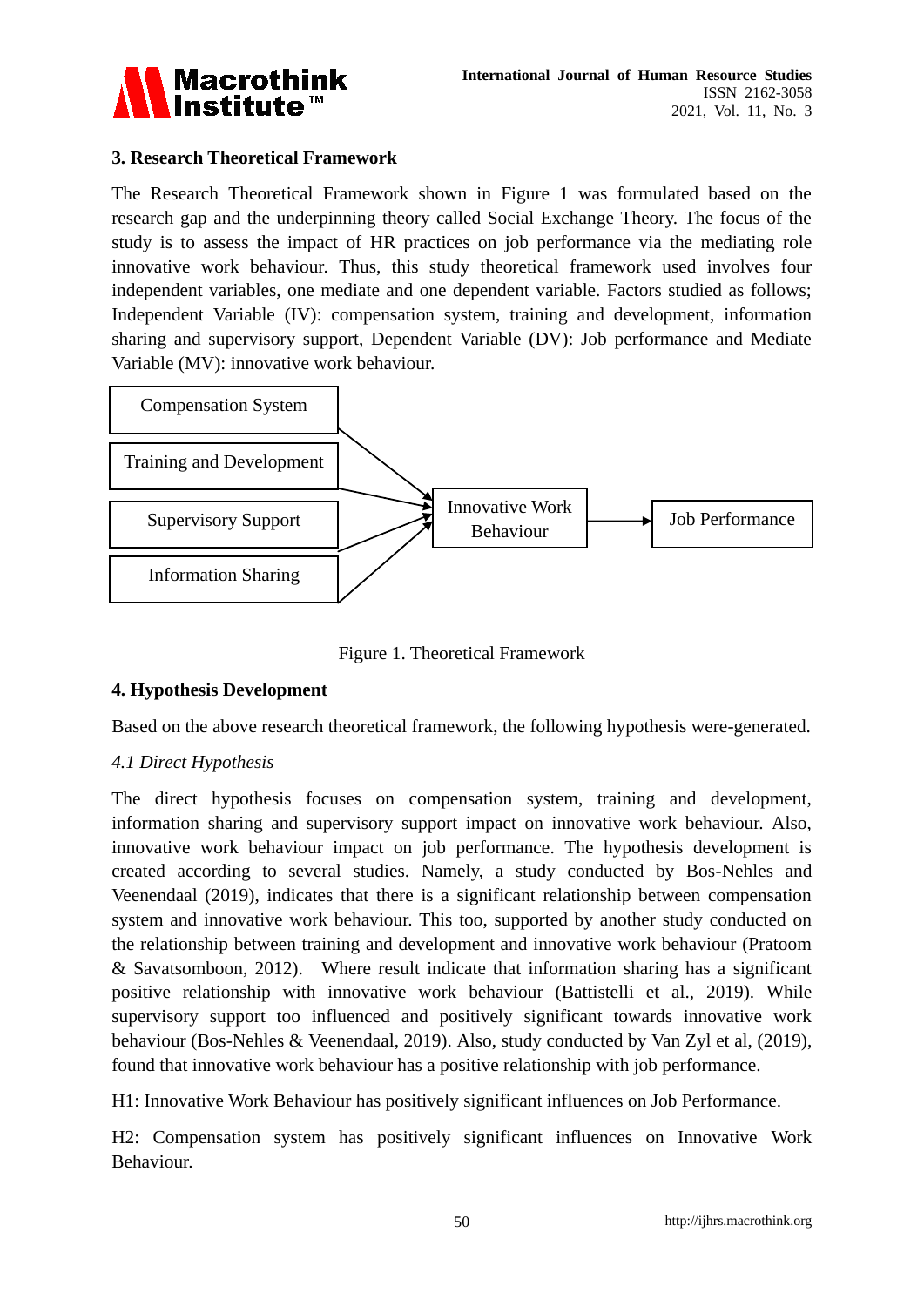### 3. Research Theoretical Framework

The Research Theoretical Framework shown in Figure 1 was formulated based on the research gap and the underpinning theory called Social Exchange Theory. The focus of the study is to assess the impact of HR practices on job performance via the mediating role innovative work behaviour. Thus, this study theoretical framework used involves four independent variables, one mediate and one dependent variable. Factors studied as follows; Independent Variable (IV): compensation system, training and development, information sharing and supervisory support, Dependent Variable (DV): Job performance and Mediate Variable (MV): innovative work behaviour.

Compensation System
Training and Development
Supervisory Support
Information Sharing
Innovative Work Behaviour
Job Performance

Figure 1. Theoretical Framework

### 4. Hypothesis Development

Based on the above research theoretical framework, the following hypothesis were-generated.

*4.1 Direct Hypothesis*

The direct hypothesis focuses on compensation system, training and development, information sharing and supervisory support impact on innovative work behaviour. Also, innovative work behaviour impact on job performance. The hypothesis development is created according to several studies. Namely, a study conducted by Bos-Nehles and Veenendaal (2019), indicates that there is a significant relationship between compensation system and innovative work behaviour. This too, supported by another study conducted on the relationship between training and development and innovative work behaviour (Pratoom & Savatsomboon, 2012). Where result indicate that information sharing has a significant positive relationship with innovative work behaviour (Battistelli et al., 2019). While supervisory support too influenced and positively significant towards innovative work behaviour (Bos-Nehles & Veenendaal, 2019). Also, study conducted by Van Zyl et al, (2019), found that innovative work behaviour has a positive relationship with job performance.

H1: Innovative Work Behaviour has positively significant influences on Job Performance.

H2: Compensation system has positively significant influences on Innovative Work Behaviour.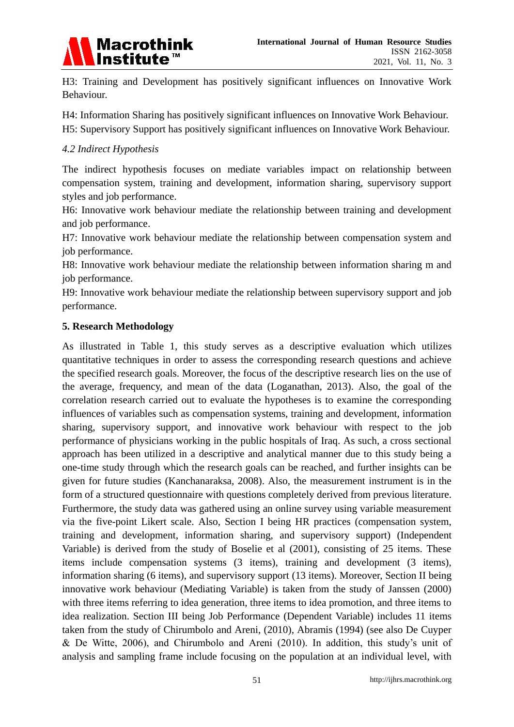H3: Training and Development has positively significant influences on Innovative Work Behaviour.

H4: Information Sharing has positively significant influences on Innovative Work Behaviour.

H5: Supervisory Support has positively significant influences on Innovative Work Behaviour.

*4.2 Indirect Hypothesis*

The indirect hypothesis focuses on mediate variables impact on relationship between compensation system, training and development, information sharing, supervisory support styles and job performance.

H6: Innovative work behaviour mediate the relationship between training and development and job performance.

H7: Innovative work behaviour mediate the relationship between compensation system and job performance.

H8: Innovative work behaviour mediate the relationship between information sharing m and job performance.

H9: Innovative work behaviour mediate the relationship between supervisory support and job performance.

## 5. Research Methodology

As illustrated in Table 1, this study serves as a descriptive evaluation which utilizes quantitative techniques in order to assess the corresponding research questions and achieve the specified research goals. Moreover, the focus of the descriptive research lies on the use of the average, frequency, and mean of the data (Loganathan, 2013). Also, the goal of the correlation research carried out to evaluate the hypotheses is to examine the corresponding influences of variables such as compensation systems, training and development, information sharing, supervisory support, and innovative work behaviour with respect to the job performance of physicians working in the public hospitals of Iraq. As such, a cross sectional approach has been utilized in a descriptive and analytical manner due to this study being a one-time study through which the research goals can be reached, and further insights can be given for future studies (Kanchanaraksa, 2008). Also, the measurement instrument is in the form of a structured questionnaire with questions completely derived from previous literature. Furthermore, the study data was gathered using an online survey using variable measurement via the five-point Likert scale. Also, Section I being HR practices (compensation system, training and development, information sharing, and supervisory support) (Independent Variable) is derived from the study of Boselie et al (2001), consisting of 25 items. These items include compensation systems (3 items), training and development (3 items), information sharing (6 items), and supervisory support (13 items). Moreover, Section II being innovative work behaviour (Mediating Variable) is taken from the study of Janssen (2000) with three items referring to idea generation, three items to idea promotion, and three items to idea realization. Section III being Job Performance (Dependent Variable) includes 11 items taken from the study of Chirumbolo and Areni, (2010), Abramis (1994) (see also De Cuyper & De Witte, 2006), and Chirumbolo and Areni (2010). In addition, this study's unit of analysis and sampling frame include focusing on the population at an individual level, with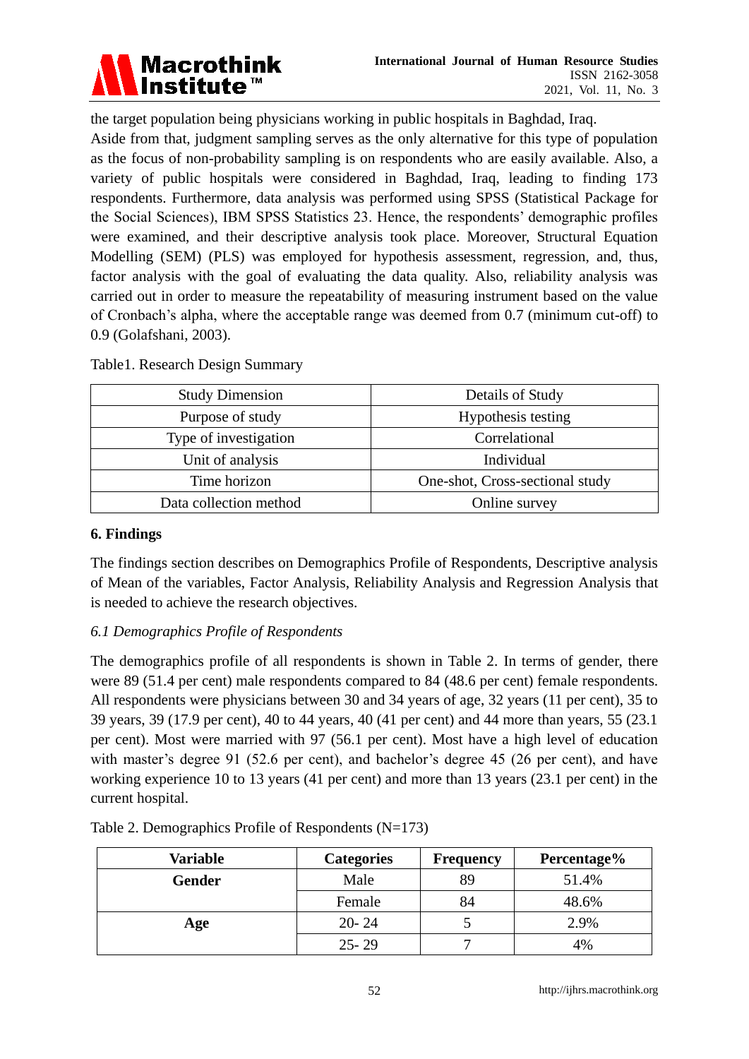the target population being physicians working in public hospitals in Baghdad, Iraq.

Aside from that, judgment sampling serves as the only alternative for this type of population as the focus of non-probability sampling is on respondents who are easily available. Also, a variety of public hospitals were considered in Baghdad, Iraq, leading to finding 173 respondents. Furthermore, data analysis was performed using SPSS (Statistical Package for the Social Sciences), IBM SPSS Statistics 23. Hence, the respondents' demographic profiles were examined, and their descriptive analysis took place. Moreover, Structural Equation Modelling (SEM) (PLS) was employed for hypothesis assessment, regression, and, thus, factor analysis with the goal of evaluating the data quality. Also, reliability analysis was carried out in order to measure the repeatability of measuring instrument based on the value of Cronbach's alpha, where the acceptable range was deemed from 0.7 (minimum cut-off) to 0.9 (Golafshani, 2003).

Table1. Research Design Summary

| Study Dimension | Details of Study |
|---|---|
| Purpose of study | Hypothesis testing |
| Type of investigation | Correlational |
| Unit of analysis | Individual |
| Time horizon | One-shot, Cross-sectional study |
| Data collection method | Online survey |

## 6. Findings

The findings section describes on Demographics Profile of Respondents, Descriptive analysis of Mean of the variables, Factor Analysis, Reliability Analysis and Regression Analysis that is needed to achieve the research objectives.

### *6.1 Demographics Profile of Respondents*

The demographics profile of all respondents is shown in Table 2. In terms of gender, there were 89 (51.4 per cent) male respondents compared to 84 (48.6 per cent) female respondents. All respondents were physicians between 30 and 34 years of age, 32 years (11 per cent), 35 to 39 years, 39 (17.9 per cent), 40 to 44 years, 40 (41 per cent) and 44 more than years, 55 (23.1 per cent). Most were married with 97 (56.1 per cent). Most have a high level of education with master's degree 91 (52.6 per cent), and bachelor's degree 45 (26 per cent), and have working experience 10 to 13 years (41 per cent) and more than 13 years (23.1 per cent) in the current hospital.

Table 2. Demographics Profile of Respondents (N=173)

| **Variable** | **Categories** | **Frequency** | **Percentage%** |
|---|---|---|---|
| **Gender** | Male | 89 | 51.4% |
| | Female | 84 | 48.6% |
| **Age** | 20- 24 | 5 | 2.9% |
| | 25- 29 | 7 | 4% |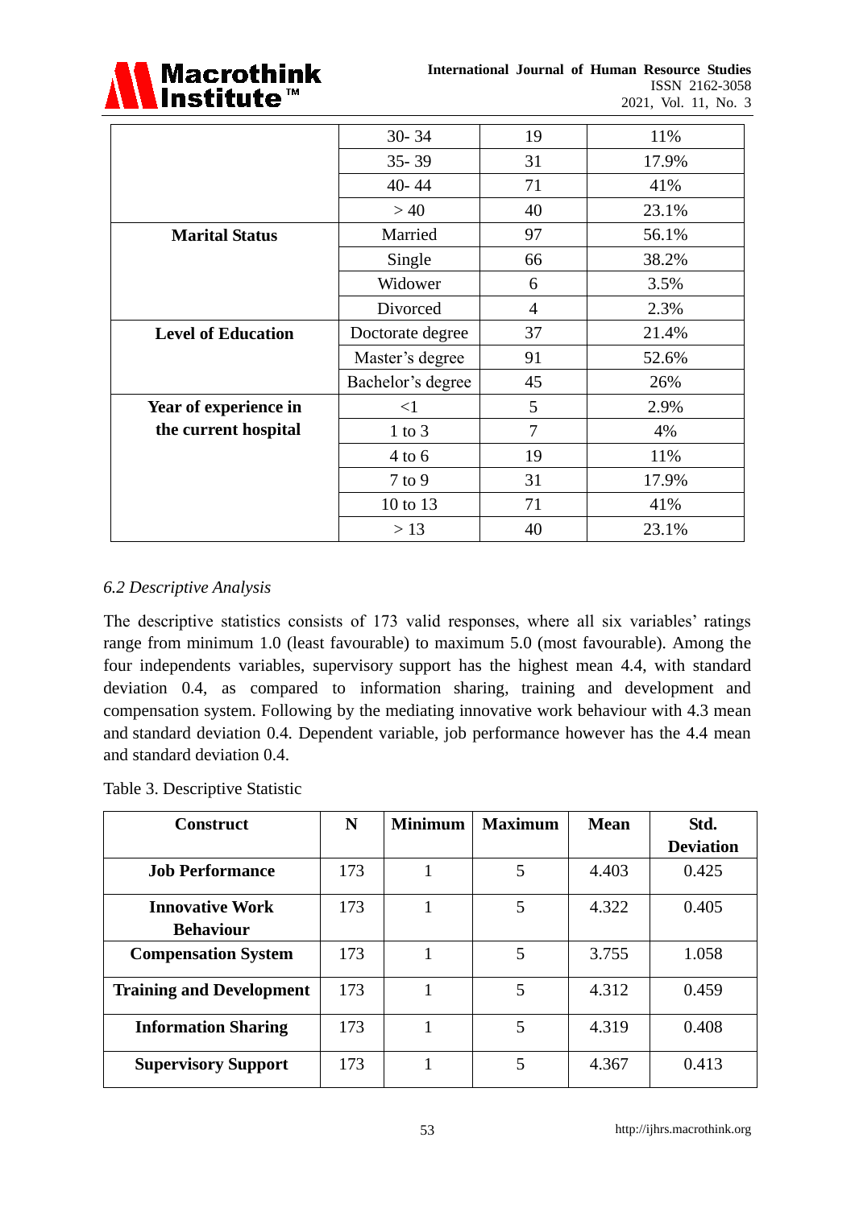|  | 30- 34 | 19 | 11% |
|---|---|---|---|
|  | 35- 39 | 31 | 17.9% |
|  | 40- 44 | 71 | 41% |
|  | > 40 | 40 | 23.1% |
| **Marital Status** | Married | 97 | 56.1% |
|  | Single | 66 | 38.2% |
|  | Widower | 6 | 3.5% |
|  | Divorced | 4 | 2.3% |
| **Level of Education** | Doctorate degree | 37 | 21.4% |
|  | Master's degree | 91 | 52.6% |
|  | Bachelor's degree | 45 | 26% |
| **Year of experience in the current hospital** | <1 | 5 | 2.9% |
|  | 1 to 3 | 7 | 4% |
|  | 4 to 6 | 19 | 11% |
|  | 7 to 9 | 31 | 17.9% |
|  | 10 to 13 | 71 | 41% |
|  | > 13 | 40 | 23.1% |

### *6.2 Descriptive Analysis*

The descriptive statistics consists of 173 valid responses, where all six variables' ratings range from minimum 1.0 (least favourable) to maximum 5.0 (most favourable). Among the four independents variables, supervisory support has the highest mean 4.4, with standard deviation 0.4, as compared to information sharing, training and development and compensation system. Following by the mediating innovative work behaviour with 4.3 mean and standard deviation 0.4. Dependent variable, job performance however has the 4.4 mean and standard deviation 0.4.

Table 3. Descriptive Statistic

| Construct | N | Minimum | Maximum | Mean | Std. Deviation |
|---|---|---|---|---|---|
| **Job Performance** | 173 | 1 | 5 | 4.403 | 0.425 |
| **Innovative Work Behaviour** | 173 | 1 | 5 | 4.322 | 0.405 |
| **Compensation System** | 173 | 1 | 5 | 3.755 | 1.058 |
| **Training and Development** | 173 | 1 | 5 | 4.312 | 0.459 |
| **Information Sharing** | 173 | 1 | 5 | 4.319 | 0.408 |
| **Supervisory Support** | 173 | 1 | 5 | 4.367 | 0.413 |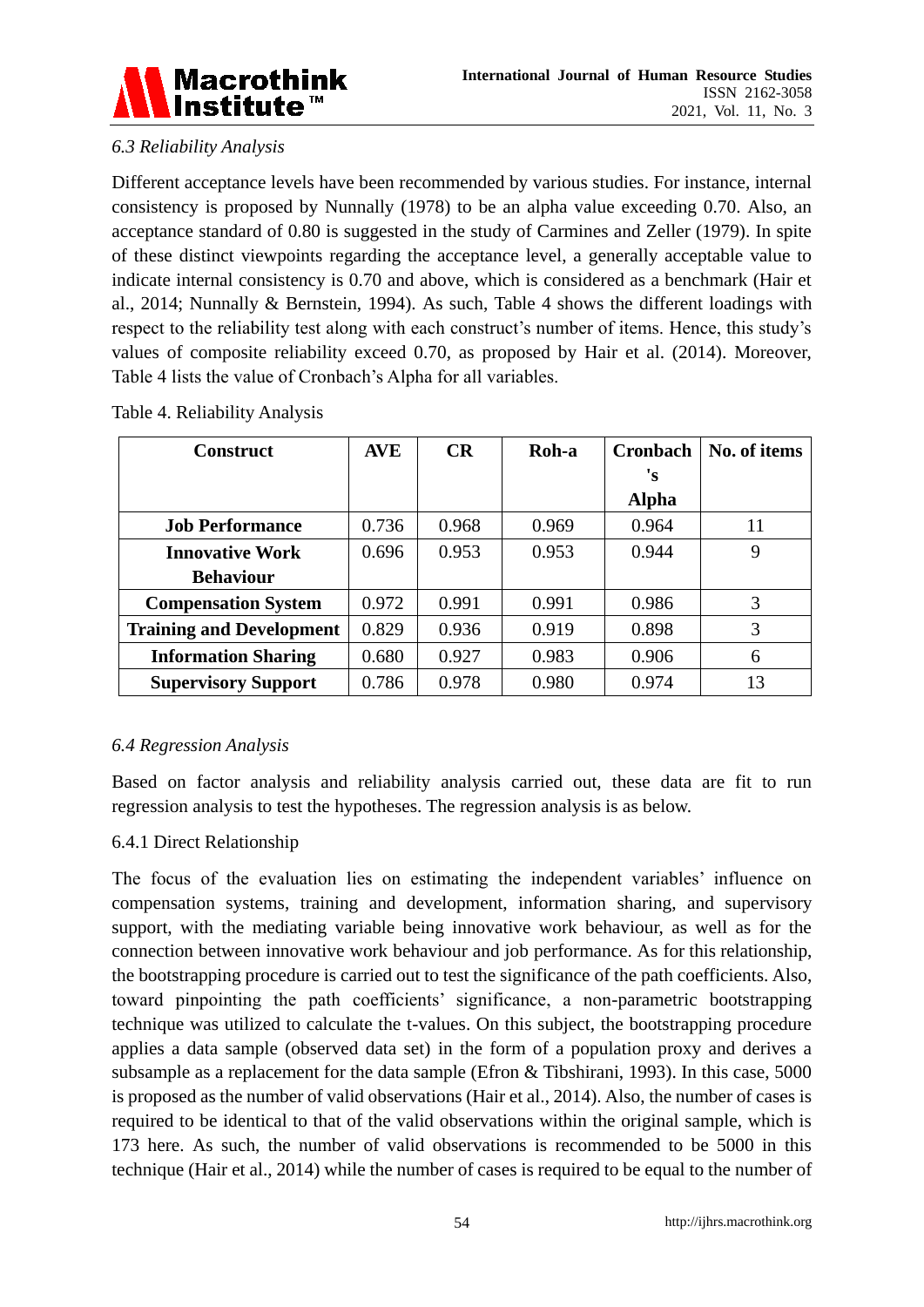### *6.3 Reliability Analysis*

Different acceptance levels have been recommended by various studies. For instance, internal consistency is proposed by Nunnally (1978) to be an alpha value exceeding 0.70. Also, an acceptance standard of 0.80 is suggested in the study of Carmines and Zeller (1979). In spite of these distinct viewpoints regarding the acceptance level, a generally acceptable value to indicate internal consistency is 0.70 and above, which is considered as a benchmark (Hair et al., 2014; Nunnally & Bernstein, 1994). As such, Table 4 shows the different loadings with respect to the reliability test along with each construct's number of items. Hence, this study's values of composite reliability exceed 0.70, as proposed by Hair et al. (2014). Moreover, Table 4 lists the value of Cronbach's Alpha for all variables.

Table 4. Reliability Analysis

| Construct | AVE | CR | Roh-a | Cronbach's Alpha | No. of items |
|---|---|---|---|---|---|
| **Job Performance** | 0.736 | 0.968 | 0.969 | 0.964 | 11 |
| **Innovative Work Behaviour** | 0.696 | 0.953 | 0.953 | 0.944 | 9 |
| **Compensation System** | 0.972 | 0.991 | 0.991 | 0.986 | 3 |
| **Training and Development** | 0.829 | 0.936 | 0.919 | 0.898 | 3 |
| **Information Sharing** | 0.680 | 0.927 | 0.983 | 0.906 | 6 |
| **Supervisory Support** | 0.786 | 0.978 | 0.980 | 0.974 | 13 |

### *6.4 Regression Analysis*

Based on factor analysis and reliability analysis carried out, these data are fit to run regression analysis to test the hypotheses. The regression analysis is as below.

#### 6.4.1 Direct Relationship

The focus of the evaluation lies on estimating the independent variables' influence on compensation systems, training and development, information sharing, and supervisory support, with the mediating variable being innovative work behaviour, as well as for the connection between innovative work behaviour and job performance. As for this relationship, the bootstrapping procedure is carried out to test the significance of the path coefficients. Also, toward pinpointing the path coefficients' significance, a non-parametric bootstrapping technique was utilized to calculate the t-values. On this subject, the bootstrapping procedure applies a data sample (observed data set) in the form of a population proxy and derives a subsample as a replacement for the data sample (Efron & Tibshirani, 1993). In this case, 5000 is proposed as the number of valid observations (Hair et al., 2014). Also, the number of cases is required to be identical to that of the valid observations within the original sample, which is 173 here. As such, the number of valid observations is recommended to be 5000 in this technique (Hair et al., 2014) while the number of cases is required to be equal to the number of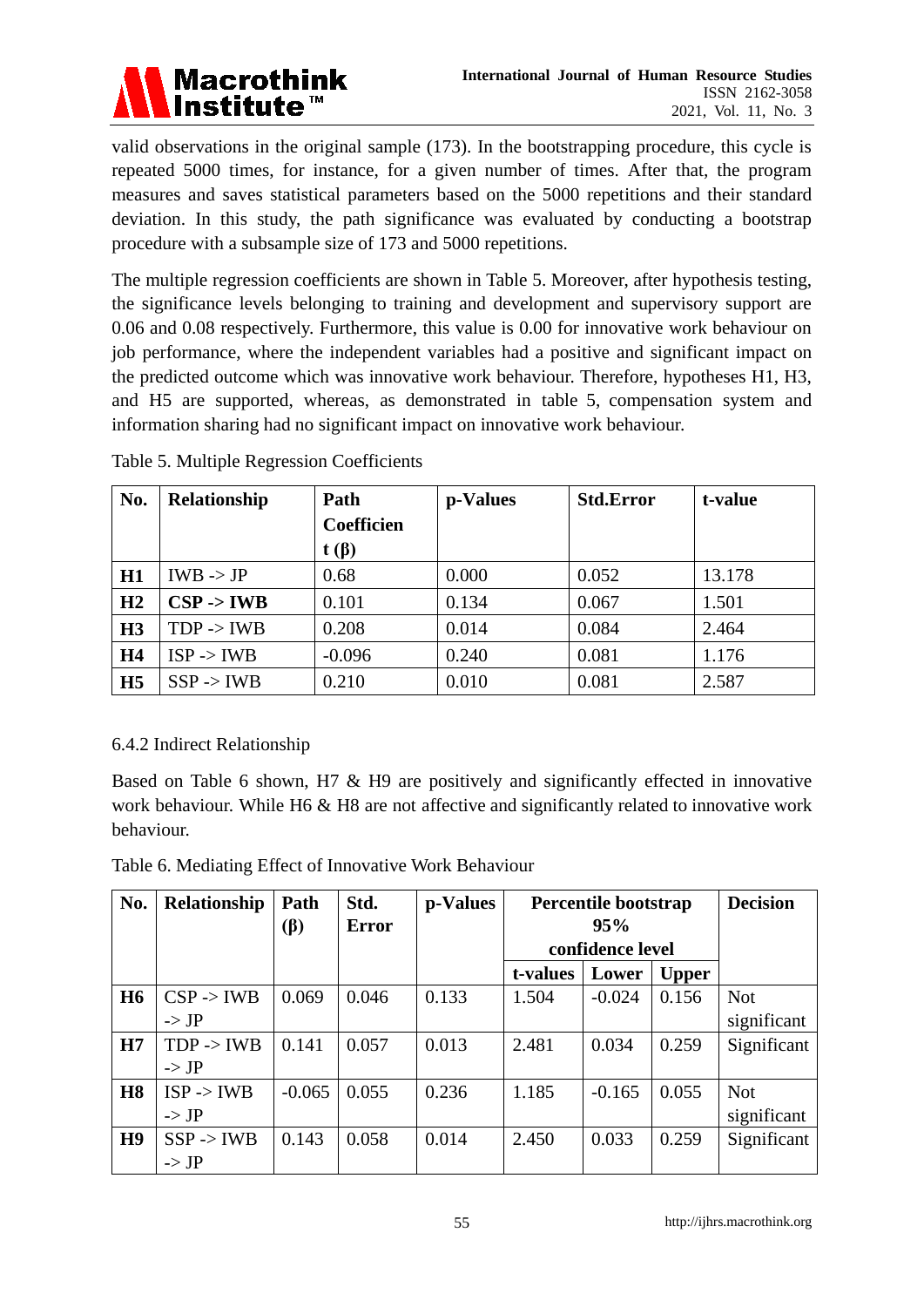valid observations in the original sample (173). In the bootstrapping procedure, this cycle is repeated 5000 times, for instance, for a given number of times. After that, the program measures and saves statistical parameters based on the 5000 repetitions and their standard deviation. In this study, the path significance was evaluated by conducting a bootstrap procedure with a subsample size of 173 and 5000 repetitions.

The multiple regression coefficients are shown in Table 5. Moreover, after hypothesis testing, the significance levels belonging to training and development and supervisory support are 0.06 and 0.08 respectively. Furthermore, this value is 0.00 for innovative work behaviour on job performance, where the independent variables had a positive and significant impact on the predicted outcome which was innovative work behaviour. Therefore, hypotheses H1, H3, and H5 are supported, whereas, as demonstrated in table 5, compensation system and information sharing had no significant impact on innovative work behaviour.

Table 5. Multiple Regression Coefficients

| No. | Relationship | Path Coefficient (β) | p-Values | Std.Error | t-value |
|---|---|---|---|---|---|
| **H1** | IWB -> JP | 0.68 | 0.000 | 0.052 | 13.178 |
| **H2** | **CSP -> IWB** | 0.101 | 0.134 | 0.067 | 1.501 |
| **H3** | TDP -> IWB | 0.208 | 0.014 | 0.084 | 2.464 |
| **H4** | ISP -> IWB | -0.096 | 0.240 | 0.081 | 1.176 |
| **H5** | SSP -> IWB | 0.210 | 0.010 | 0.081 | 2.587 |

6.4.2 Indirect Relationship

Based on Table 6 shown, H7 & H9 are positively and significantly effected in innovative work behaviour. While H6 & H8 are not affective and significantly related to innovative work behaviour.

Table 6. Mediating Effect of Innovative Work Behaviour

| No. | Relationship | Path (β) | Std. Error | p-Values | Percentile bootstrap 95% confidence level | | | Decision |
|---|---|---|---|---|---|---|---|---|
| | | | | | t-values | Lower | Upper | |
| **H6** | CSP -> IWB -> JP | 0.069 | 0.046 | 0.133 | 1.504 | -0.024 | 0.156 | Not significant |
| **H7** | TDP -> IWB -> JP | 0.141 | 0.057 | 0.013 | 2.481 | 0.034 | 0.259 | Significant |
| **H8** | ISP -> IWB -> JP | -0.065 | 0.055 | 0.236 | 1.185 | -0.165 | 0.055 | Not significant |
| **H9** | SSP -> IWB -> JP | 0.143 | 0.058 | 0.014 | 2.450 | 0.033 | 0.259 | Significant |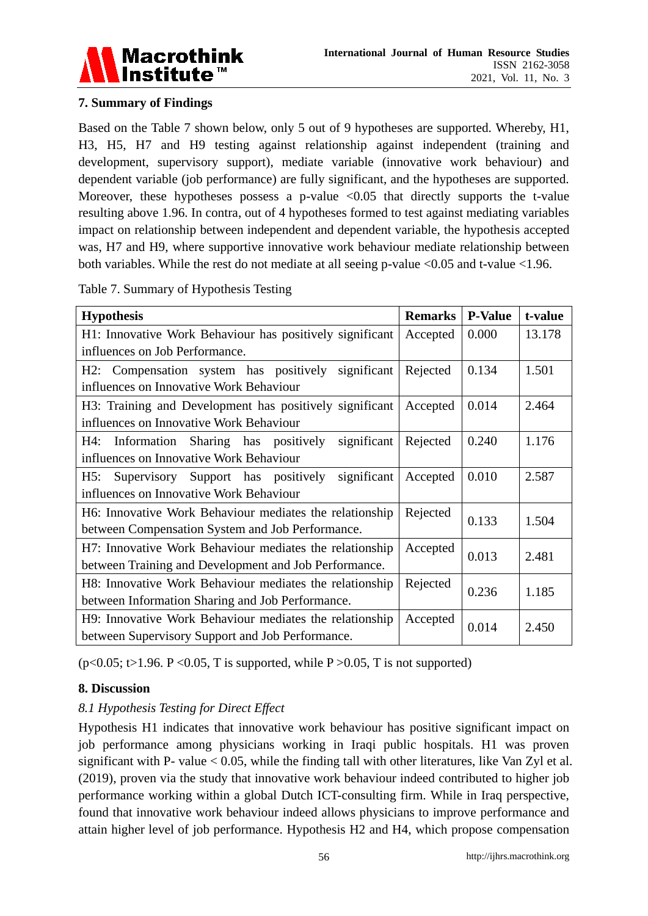## 7. Summary of Findings

Based on the Table 7 shown below, only 5 out of 9 hypotheses are supported. Whereby, H1, H3, H5, H7 and H9 testing against relationship against independent (training and development, supervisory support), mediate variable (innovative work behaviour) and dependent variable (job performance) are fully significant, and the hypotheses are supported. Moreover, these hypotheses possess a p-value <0.05 that directly supports the t-value resulting above 1.96. In contra, out of 4 hypotheses formed to test against mediating variables impact on relationship between independent and dependent variable, the hypothesis accepted was, H7 and H9, where supportive innovative work behaviour mediate relationship between both variables. While the rest do not mediate at all seeing p-value <0.05 and t-value <1.96.

Table 7. Summary of Hypothesis Testing

| Hypothesis | Remarks | P-Value | t-value |
|---|---|---|---|
| H1: Innovative Work Behaviour has positively significant influences on Job Performance. | Accepted | 0.000 | 13.178 |
| H2: Compensation system has positively significant influences on Innovative Work Behaviour | Rejected | 0.134 | 1.501 |
| H3: Training and Development has positively significant influences on Innovative Work Behaviour | Accepted | 0.014 | 2.464 |
| H4: Information Sharing has positively significant influences on Innovative Work Behaviour | Rejected | 0.240 | 1.176 |
| H5: Supervisory Support has positively significant influences on Innovative Work Behaviour | Accepted | 0.010 | 2.587 |
| H6: Innovative Work Behaviour mediates the relationship between Compensation System and Job Performance. | Rejected | 0.133 | 1.504 |
| H7: Innovative Work Behaviour mediates the relationship between Training and Development and Job Performance. | Accepted | 0.013 | 2.481 |
| H8: Innovative Work Behaviour mediates the relationship between Information Sharing and Job Performance. | Rejected | 0.236 | 1.185 |
| H9: Innovative Work Behaviour mediates the relationship between Supervisory Support and Job Performance. | Accepted | 0.014 | 2.450 |

(p<0.05; t>1.96. P <0.05, T is supported, while P >0.05, T is not supported)

## 8. Discussion

### *8.1 Hypothesis Testing for Direct Effect*

Hypothesis H1 indicates that innovative work behaviour has positive significant impact on job performance among physicians working in Iraqi public hospitals. H1 was proven significant with P- value < 0.05, while the finding tall with other literatures, like Van Zyl et al. (2019), proven via the study that innovative work behaviour indeed contributed to higher job performance working within a global Dutch ICT-consulting firm. While in Iraq perspective, found that innovative work behaviour indeed allows physicians to improve performance and attain higher level of job performance. Hypothesis H2 and H4, which propose compensation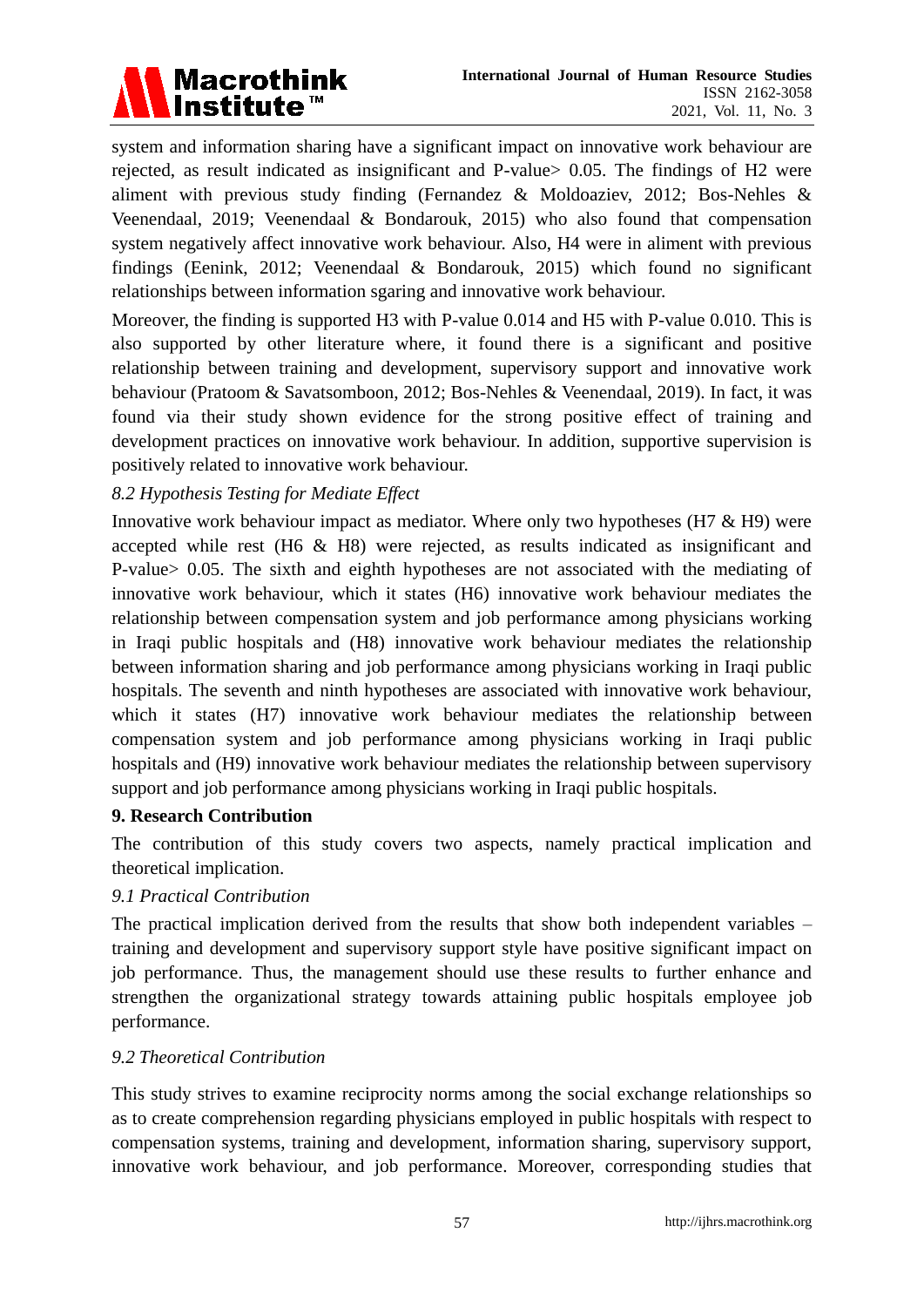system and information sharing have a significant impact on innovative work behaviour are rejected, as result indicated as insignificant and P-value> 0.05. The findings of H2 were aliment with previous study finding (Fernandez & Moldoaziev, 2012; Bos-Nehles & Veenendaal, 2019; Veenendaal & Bondarouk, 2015) who also found that compensation system negatively affect innovative work behaviour. Also, H4 were in aliment with previous findings (Eenink, 2012; Veenendaal & Bondarouk, 2015) which found no significant relationships between information sgaring and innovative work behaviour.

Moreover, the finding is supported H3 with P-value 0.014 and H5 with P-value 0.010. This is also supported by other literature where, it found there is a significant and positive relationship between training and development, supervisory support and innovative work behaviour (Pratoom & Savatsomboon, 2012; Bos-Nehles & Veenendaal, 2019). In fact, it was found via their study shown evidence for the strong positive effect of training and development practices on innovative work behaviour. In addition, supportive supervision is positively related to innovative work behaviour.

### *8.2 Hypothesis Testing for Mediate Effect*

Innovative work behaviour impact as mediator. Where only two hypotheses (H7 & H9) were accepted while rest (H6 & H8) were rejected, as results indicated as insignificant and P-value> 0.05. The sixth and eighth hypotheses are not associated with the mediating of innovative work behaviour, which it states (H6) innovative work behaviour mediates the relationship between compensation system and job performance among physicians working in Iraqi public hospitals and (H8) innovative work behaviour mediates the relationship between information sharing and job performance among physicians working in Iraqi public hospitals. The seventh and ninth hypotheses are associated with innovative work behaviour, which it states (H7) innovative work behaviour mediates the relationship between compensation system and job performance among physicians working in Iraqi public hospitals and (H9) innovative work behaviour mediates the relationship between supervisory support and job performance among physicians working in Iraqi public hospitals.

## 9. Research Contribution

The contribution of this study covers two aspects, namely practical implication and theoretical implication.

### *9.1 Practical Contribution*

The practical implication derived from the results that show both independent variables – training and development and supervisory support style have positive significant impact on job performance. Thus, the management should use these results to further enhance and strengthen the organizational strategy towards attaining public hospitals employee job performance.

### *9.2 Theoretical Contribution*

This study strives to examine reciprocity norms among the social exchange relationships so as to create comprehension regarding physicians employed in public hospitals with respect to compensation systems, training and development, information sharing, supervisory support, innovative work behaviour, and job performance. Moreover, corresponding studies that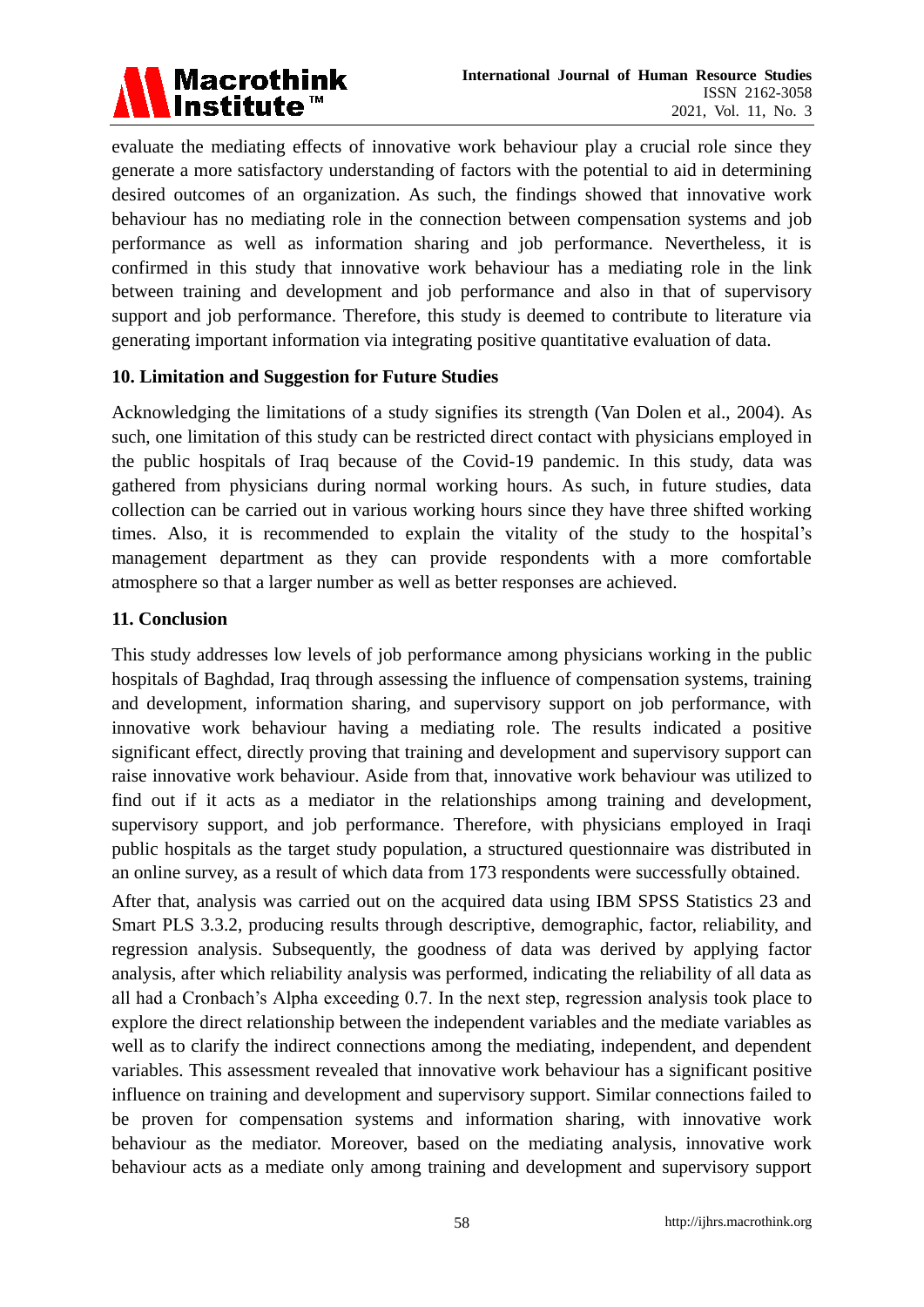evaluate the mediating effects of innovative work behaviour play a crucial role since they generate a more satisfactory understanding of factors with the potential to aid in determining desired outcomes of an organization. As such, the findings showed that innovative work behaviour has no mediating role in the connection between compensation systems and job performance as well as information sharing and job performance. Nevertheless, it is confirmed in this study that innovative work behaviour has a mediating role in the link between training and development and job performance and also in that of supervisory support and job performance. Therefore, this study is deemed to contribute to literature via generating important information via integrating positive quantitative evaluation of data.

## 10. Limitation and Suggestion for Future Studies

Acknowledging the limitations of a study signifies its strength (Van Dolen et al., 2004). As such, one limitation of this study can be restricted direct contact with physicians employed in the public hospitals of Iraq because of the Covid-19 pandemic. In this study, data was gathered from physicians during normal working hours. As such, in future studies, data collection can be carried out in various working hours since they have three shifted working times. Also, it is recommended to explain the vitality of the study to the hospital's management department as they can provide respondents with a more comfortable atmosphere so that a larger number as well as better responses are achieved.

## 11. Conclusion

This study addresses low levels of job performance among physicians working in the public hospitals of Baghdad, Iraq through assessing the influence of compensation systems, training and development, information sharing, and supervisory support on job performance, with innovative work behaviour having a mediating role. The results indicated a positive significant effect, directly proving that training and development and supervisory support can raise innovative work behaviour. Aside from that, innovative work behaviour was utilized to find out if it acts as a mediator in the relationships among training and development, supervisory support, and job performance. Therefore, with physicians employed in Iraqi public hospitals as the target study population, a structured questionnaire was distributed in an online survey, as a result of which data from 173 respondents were successfully obtained.

After that, analysis was carried out on the acquired data using IBM SPSS Statistics 23 and Smart PLS 3.3.2, producing results through descriptive, demographic, factor, reliability, and regression analysis. Subsequently, the goodness of data was derived by applying factor analysis, after which reliability analysis was performed, indicating the reliability of all data as all had a Cronbach's Alpha exceeding 0.7. In the next step, regression analysis took place to explore the direct relationship between the independent variables and the mediate variables as well as to clarify the indirect connections among the mediating, independent, and dependent variables. This assessment revealed that innovative work behaviour has a significant positive influence on training and development and supervisory support. Similar connections failed to be proven for compensation systems and information sharing, with innovative work behaviour as the mediator. Moreover, based on the mediating analysis, innovative work behaviour acts as a mediate only among training and development and supervisory support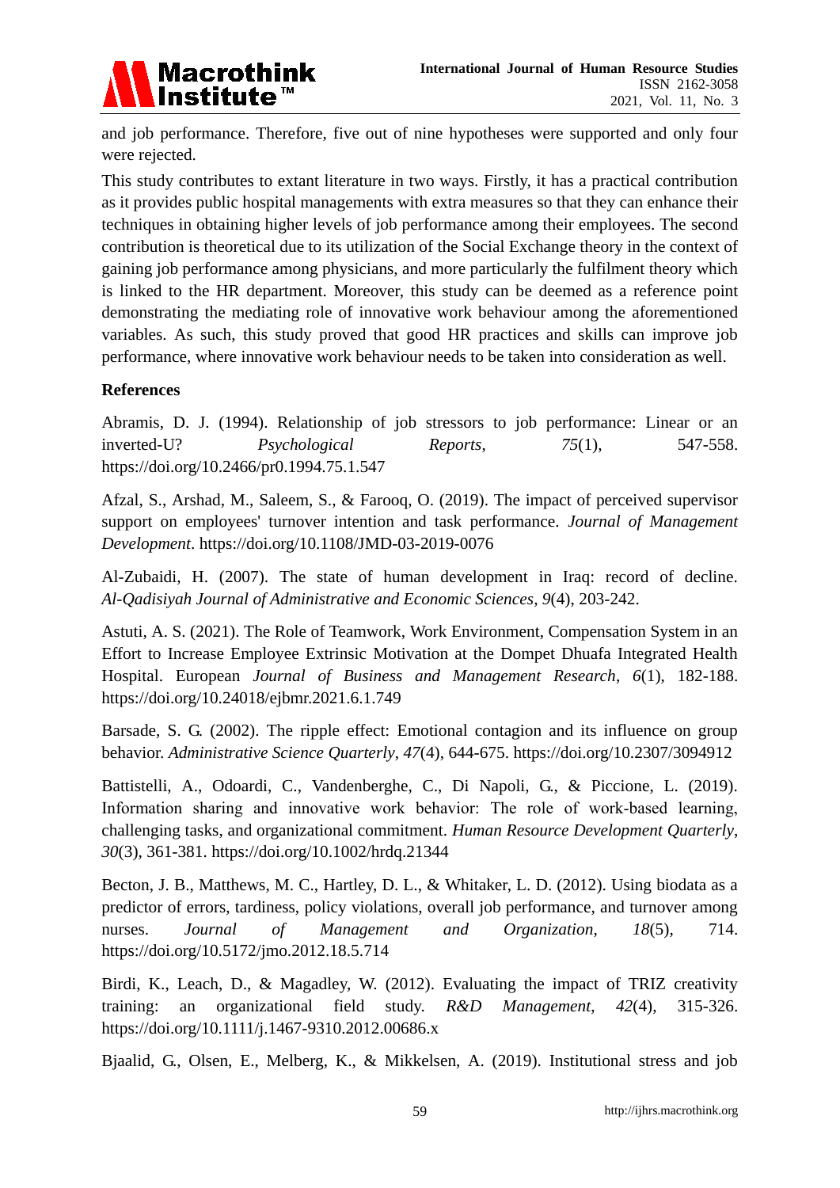and job performance. Therefore, five out of nine hypotheses were supported and only four were rejected.

This study contributes to extant literature in two ways. Firstly, it has a practical contribution as it provides public hospital managements with extra measures so that they can enhance their techniques in obtaining higher levels of job performance among their employees. The second contribution is theoretical due to its utilization of the Social Exchange theory in the context of gaining job performance among physicians, and more particularly the fulfilment theory which is linked to the HR department. Moreover, this study can be deemed as a reference point demonstrating the mediating role of innovative work behaviour among the aforementioned variables. As such, this study proved that good HR practices and skills can improve job performance, where innovative work behaviour needs to be taken into consideration as well.

## References

Abramis, D. J. (1994). Relationship of job stressors to job performance: Linear or an inverted-U? *Psychological Reports*, *75*(1), 547-558. https://doi.org/10.2466/pr0.1994.75.1.547

Afzal, S., Arshad, M., Saleem, S., & Farooq, O. (2019). The impact of perceived supervisor support on employees' turnover intention and task performance. *Journal of Management Development*. https://doi.org/10.1108/JMD-03-2019-0076

Al-Zubaidi, H. (2007). The state of human development in Iraq: record of decline. *Al-Qadisiyah Journal of Administrative and Economic Sciences*, *9*(4), 203-242.

Astuti, A. S. (2021). The Role of Teamwork, Work Environment, Compensation System in an Effort to Increase Employee Extrinsic Motivation at the Dompet Dhuafa Integrated Health Hospital. European *Journal of Business and Management Research*, *6*(1), 182-188. https://doi.org/10.24018/ejbmr.2021.6.1.749

Barsade, S. G. (2002). The ripple effect: Emotional contagion and its influence on group behavior. *Administrative Science Quarterly*, *47*(4), 644-675. https://doi.org/10.2307/3094912

Battistelli, A., Odoardi, C., Vandenberghe, C., Di Napoli, G., & Piccione, L. (2019). Information sharing and innovative work behavior: The role of work-based learning, challenging tasks, and organizational commitment. *Human Resource Development Quarterly*, *30*(3), 361-381. https://doi.org/10.1002/hrdq.21344

Becton, J. B., Matthews, M. C., Hartley, D. L., & Whitaker, L. D. (2012). Using biodata as a predictor of errors, tardiness, policy violations, overall job performance, and turnover among nurses. *Journal of Management and Organization*, *18*(5), 714. https://doi.org/10.5172/jmo.2012.18.5.714

Birdi, K., Leach, D., & Magadley, W. (2012). Evaluating the impact of TRIZ creativity training: an organizational field study. *R&D Management*, *42*(4), 315-326. https://doi.org/10.1111/j.1467-9310.2012.00686.x

Bjaalid, G., Olsen, E., Melberg, K., & Mikkelsen, A. (2019). Institutional stress and job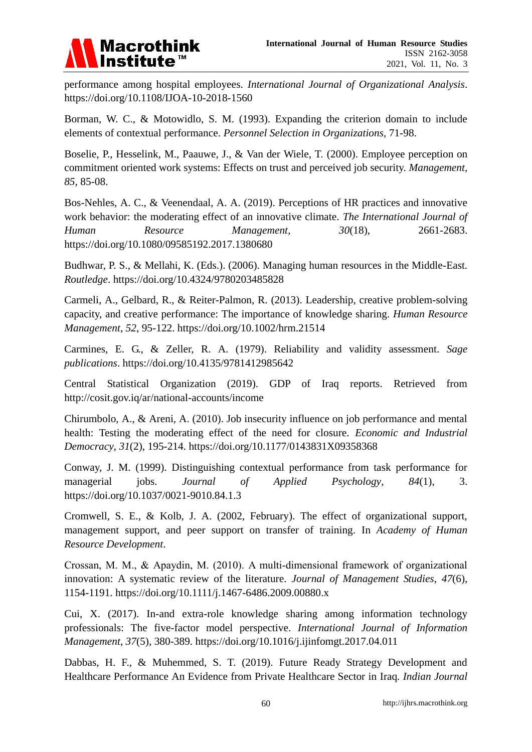performance among hospital employees. *International Journal of Organizational Analysis*. https://doi.org/10.1108/IJOA-10-2018-1560

Borman, W. C., & Motowidlo, S. M. (1993). Expanding the criterion domain to include elements of contextual performance. *Personnel Selection in Organizations*, 71-98.

Boselie, P., Hesselink, M., Paauwe, J., & Van der Wiele, T. (2000). Employee perception on commitment oriented work systems: Effects on trust and perceived job security. *Management, 85*, 85-08.

Bos-Nehles, A. C., & Veenendaal, A. A. (2019). Perceptions of HR practices and innovative work behavior: the moderating effect of an innovative climate. *The International Journal of Human Resource Management*, *30*(18), 2661-2683. https://doi.org/10.1080/09585192.2017.1380680

Budhwar, P. S., & Mellahi, K. (Eds.). (2006). Managing human resources in the Middle-East. *Routledge*. https://doi.org/10.4324/9780203485828

Carmeli, A., Gelbard, R., & Reiter-Palmon, R. (2013). Leadership, creative problem-solving capacity, and creative performance: The importance of knowledge sharing. *Human Resource Management*, *52*, 95-122. https://doi.org/10.1002/hrm.21514

Carmines, E. G., & Zeller, R. A. (1979). Reliability and validity assessment. *Sage publications*. https://doi.org/10.4135/9781412985642

Central Statistical Organization (2019). GDP of Iraq reports. Retrieved from http://cosit.gov.iq/ar/national-accounts/income

Chirumbolo, A., & Areni, A. (2010). Job insecurity influence on job performance and mental health: Testing the moderating effect of the need for closure. *Economic and Industrial Democracy*, *31*(2), 195-214. https://doi.org/10.1177/0143831X09358368

Conway, J. M. (1999). Distinguishing contextual performance from task performance for managerial jobs. *Journal of Applied Psychology*, *84*(1), 3. https://doi.org/10.1037/0021-9010.84.1.3

Cromwell, S. E., & Kolb, J. A. (2002, February). The effect of organizational support, management support, and peer support on transfer of training. In *Academy of Human Resource Development*.

Crossan, M. M., & Apaydin, M. (2010). A multi-dimensional framework of organizational innovation: A systematic review of the literature. *Journal of Management Studies*, *47*(6), 1154-1191. https://doi.org/10.1111/j.1467-6486.2009.00880.x

Cui, X. (2017). In-and extra-role knowledge sharing among information technology professionals: The five-factor model perspective. *International Journal of Information Management*, *37*(5), 380-389. https://doi.org/10.1016/j.ijinfomgt.2017.04.011

Dabbas, H. F., & Muhemmed, S. T. (2019). Future Ready Strategy Development and Healthcare Performance An Evidence from Private Healthcare Sector in Iraq. *Indian Journal*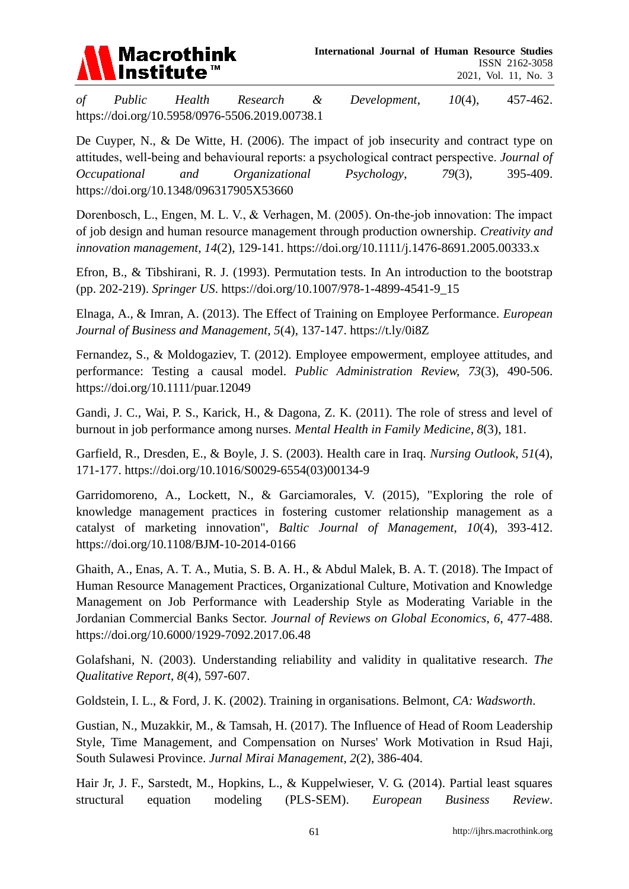*of Public Health Research & Development*, *10*(4), 457-462. https://doi.org/10.5958/0976-5506.2019.00738.1

De Cuyper, N., & De Witte, H. (2006). The impact of job insecurity and contract type on attitudes, well-being and behavioural reports: a psychological contract perspective. *Journal of Occupational and Organizational Psychology*, *79*(3), 395-409. https://doi.org/10.1348/096317905X53660

Dorenbosch, L., Engen, M. L. V., & Verhagen, M. (2005). On-the-job innovation: The impact of job design and human resource management through production ownership. *Creativity and innovation management*, *14*(2), 129-141. https://doi.org/10.1111/j.1476-8691.2005.00333.x

Efron, B., & Tibshirani, R. J. (1993). Permutation tests. In An introduction to the bootstrap (pp. 202-219). *Springer US*. https://doi.org/10.1007/978-1-4899-4541-9_15

Elnaga, A., & Imran, A. (2013). The Effect of Training on Employee Performance. *European Journal of Business and Management*, *5*(4), 137-147. https://t.ly/0i8Z

Fernandez, S., & Moldogaziev, T. (2012). Employee empowerment, employee attitudes, and performance: Testing a causal model. *Public Administration Review*, *73*(3), 490-506. https://doi.org/10.1111/puar.12049

Gandi, J. C., Wai, P. S., Karick, H., & Dagona, Z. K. (2011). The role of stress and level of burnout in job performance among nurses. *Mental Health in Family Medicine*, *8*(3), 181.

Garfield, R., Dresden, E., & Boyle, J. S. (2003). Health care in Iraq. *Nursing Outlook*, *51*(4), 171-177. https://doi.org/10.1016/S0029-6554(03)00134-9

Garridomoreno, A., Lockett, N., & Garciamorales, V. (2015), "Exploring the role of knowledge management practices in fostering customer relationship management as a catalyst of marketing innovation", *Baltic Journal of Management*, *10*(4), 393-412. https://doi.org/10.1108/BJM-10-2014-0166

Ghaith, A., Enas, A. T. A., Mutia, S. B. A. H., & Abdul Malek, B. A. T. (2018). The Impact of Human Resource Management Practices, Organizational Culture, Motivation and Knowledge Management on Job Performance with Leadership Style as Moderating Variable in the Jordanian Commercial Banks Sector. *Journal of Reviews on Global Economics*, *6*, 477-488. https://doi.org/10.6000/1929-7092.2017.06.48

Golafshani, N. (2003). Understanding reliability and validity in qualitative research. *The Qualitative Report*, *8*(4), 597-607.

Goldstein, I. L., & Ford, J. K. (2002). Training in organisations. Belmont, *CA: Wadsworth*.

Gustian, N., Muzakkir, M., & Tamsah, H. (2017). The Influence of Head of Room Leadership Style, Time Management, and Compensation on Nurses' Work Motivation in Rsud Haji, South Sulawesi Province. *Jurnal Mirai Management*, *2*(2), 386-404.

Hair Jr, J. F., Sarstedt, M., Hopkins, L., & Kuppelwieser, V. G. (2014). Partial least squares structural equation modeling (PLS-SEM). *European Business Review*.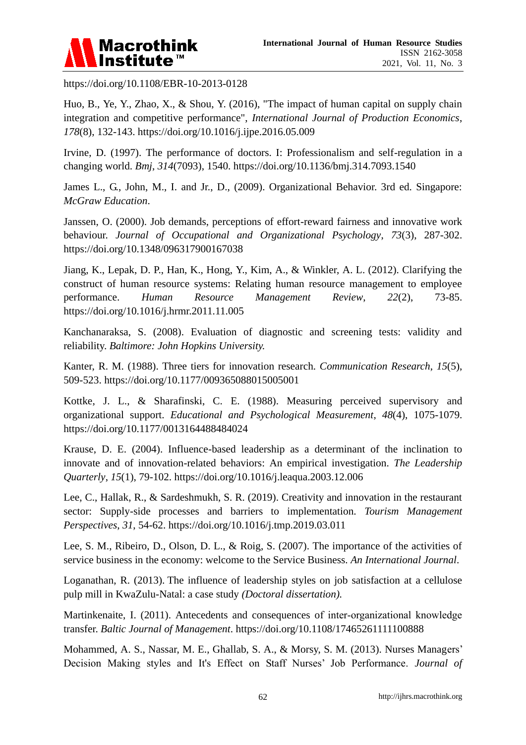https://doi.org/10.1108/EBR-10-2013-0128

Huo, B., Ye, Y., Zhao, X., & Shou, Y. (2016), "The impact of human capital on supply chain integration and competitive performance", *International Journal of Production Economics*, *178*(8), 132-143. https://doi.org/10.1016/j.ijpe.2016.05.009

Irvine, D. (1997). The performance of doctors. I: Professionalism and self-regulation in a changing world. *Bmj*, *314*(7093), 1540. https://doi.org/10.1136/bmj.314.7093.1540

James L., G., John, M., I. and Jr., D., (2009). Organizational Behavior. 3rd ed. Singapore: *McGraw Education*.

Janssen, O. (2000). Job demands, perceptions of effort-reward fairness and innovative work behaviour. *Journal of Occupational and Organizational Psychology*, *73*(3), 287-302. https://doi.org/10.1348/096317900167038

Jiang, K., Lepak, D. P., Han, K., Hong, Y., Kim, A., & Winkler, A. L. (2012). Clarifying the construct of human resource systems: Relating human resource management to employee performance. *Human Resource Management Review*, *22*(2), 73-85. https://doi.org/10.1016/j.hrmr.2011.11.005

Kanchanaraksa, S. (2008). Evaluation of diagnostic and screening tests: validity and reliability. *Baltimore: John Hopkins University.*

Kanter, R. M. (1988). Three tiers for innovation research. *Communication Research*, *15*(5), 509-523. https://doi.org/10.1177/009365088015005001

Kottke, J. L., & Sharafinski, C. E. (1988). Measuring perceived supervisory and organizational support. *Educational and Psychological Measurement*, *48*(4), 1075-1079. https://doi.org/10.1177/0013164488484024

Krause, D. E. (2004). Influence-based leadership as a determinant of the inclination to innovate and of innovation-related behaviors: An empirical investigation. *The Leadership Quarterly*, *15*(1), 79-102. https://doi.org/10.1016/j.leaqua.2003.12.006

Lee, C., Hallak, R., & Sardeshmukh, S. R. (2019). Creativity and innovation in the restaurant sector: Supply-side processes and barriers to implementation. *Tourism Management Perspectives*, *31*, 54-62. https://doi.org/10.1016/j.tmp.2019.03.011

Lee, S. M., Ribeiro, D., Olson, D. L., & Roig, S. (2007). The importance of the activities of service business in the economy: welcome to the Service Business. *An International Journal*.

Loganathan, R. (2013). The influence of leadership styles on job satisfaction at a cellulose pulp mill in KwaZulu-Natal: a case study *(Doctoral dissertation).*

Martinkenaite, I. (2011). Antecedents and consequences of inter-organizational knowledge transfer. *Baltic Journal of Management*. https://doi.org/10.1108/17465261111100888

Mohammed, A. S., Nassar, M. E., Ghallab, S. A., & Morsy, S. M. (2013). Nurses Managers' Decision Making styles and It's Effect on Staff Nurses' Job Performance. *Journal of*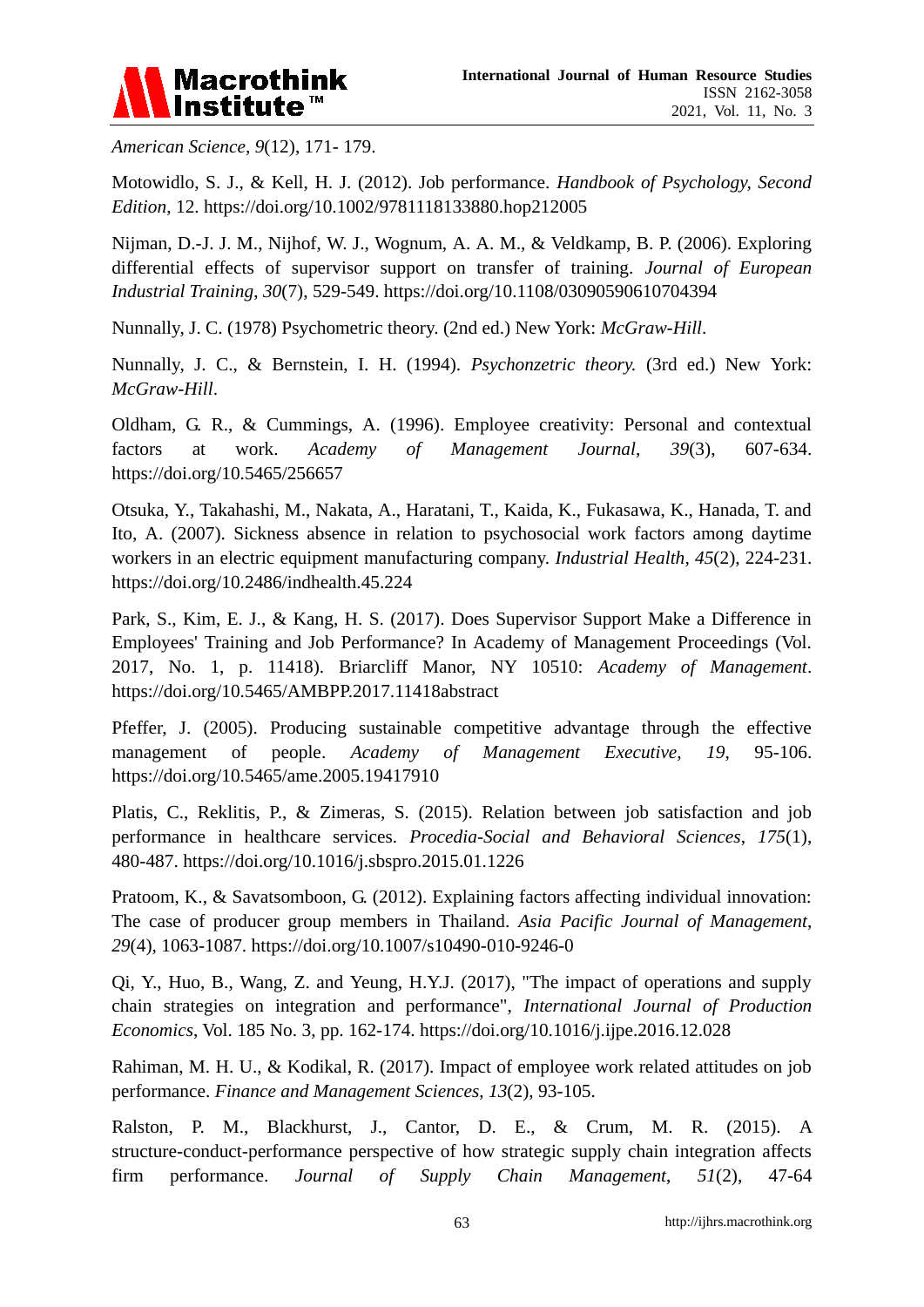*American Science*, *9*(12), 171- 179.

Motowidlo, S. J., & Kell, H. J. (2012). Job performance. *Handbook of Psychology, Second Edition*, 12. https://doi.org/10.1002/9781118133880.hop212005

Nijman, D.-J. J. M., Nijhof, W. J., Wognum, A. A. M., & Veldkamp, B. P. (2006). Exploring differential effects of supervisor support on transfer of training. *Journal of European Industrial Training*, *30*(7), 529-549. https://doi.org/10.1108/03090590610704394

Nunnally, J. C. (1978) Psychometric theory. (2nd ed.) New York: *McGraw-Hill*.

Nunnally, J. C., & Bernstein, I. H. (1994). *Psychonzetric theory.* (3rd ed.) New York: *McGraw-Hill*.

Oldham, G. R., & Cummings, A. (1996). Employee creativity: Personal and contextual factors at work. *Academy of Management Journal*, *39*(3), 607-634. https://doi.org/10.5465/256657

Otsuka, Y., Takahashi, M., Nakata, A., Haratani, T., Kaida, K., Fukasawa, K., Hanada, T. and Ito, A. (2007). Sickness absence in relation to psychosocial work factors among daytime workers in an electric equipment manufacturing company. *Industrial Health*, *45*(2), 224-231. https://doi.org/10.2486/indhealth.45.224

Park, S., Kim, E. J., & Kang, H. S. (2017). Does Supervisor Support Make a Difference in Employees' Training and Job Performance? In Academy of Management Proceedings (Vol. 2017, No. 1, p. 11418). Briarcliff Manor, NY 10510: *Academy of Management*. https://doi.org/10.5465/AMBPP.2017.11418abstract

Pfeffer, J. (2005). Producing sustainable competitive advantage through the effective management of people. *Academy of Management Executive, 19*, 95-106. https://doi.org/10.5465/ame.2005.19417910

Platis, C., Reklitis, P., & Zimeras, S. (2015). Relation between job satisfaction and job performance in healthcare services. *Procedia-Social and Behavioral Sciences*, *175*(1), 480-487. https://doi.org/10.1016/j.sbspro.2015.01.1226

Pratoom, K., & Savatsomboon, G. (2012). Explaining factors affecting individual innovation: The case of producer group members in Thailand. *Asia Pacific Journal of Management*, *29*(4), 1063-1087. https://doi.org/10.1007/s10490-010-9246-0

Qi, Y., Huo, B., Wang, Z. and Yeung, H.Y.J. (2017), "The impact of operations and supply chain strategies on integration and performance", *International Journal of Production Economics*, Vol. 185 No. 3, pp. 162-174. https://doi.org/10.1016/j.ijpe.2016.12.028

Rahiman, M. H. U., & Kodikal, R. (2017). Impact of employee work related attitudes on job performance. *Finance and Management Sciences*, *13*(2), 93-105.

Ralston, P. M., Blackhurst, J., Cantor, D. E., & Crum, M. R. (2015). A structure-conduct-performance perspective of how strategic supply chain integration affects firm performance. *Journal of Supply Chain Management*, *51*(2), 47-64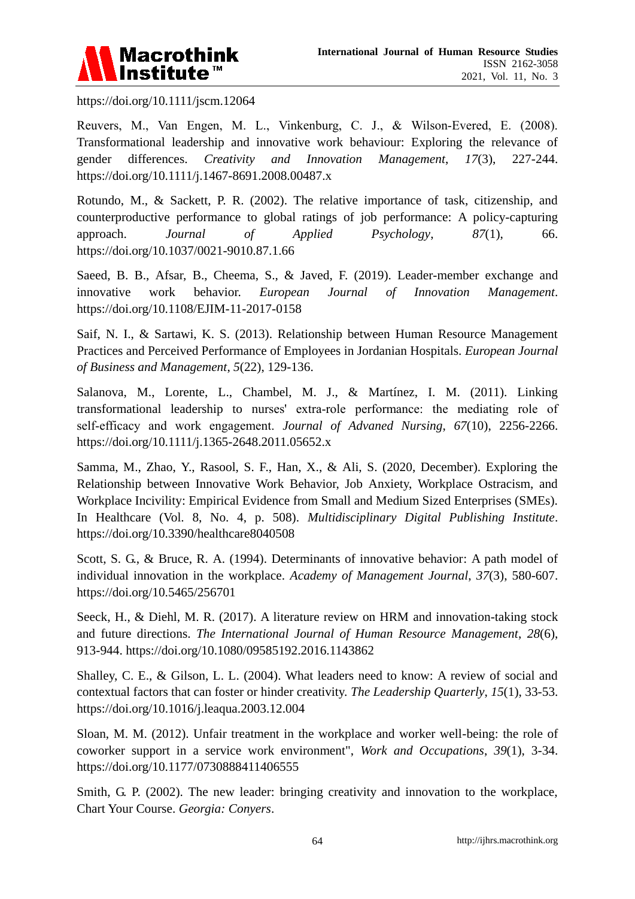https://doi.org/10.1111/jscm.12064

Reuvers, M., Van Engen, M. L., Vinkenburg, C. J., & Wilson-Evered, E. (2008). Transformational leadership and innovative work behaviour: Exploring the relevance of gender differences. *Creativity and Innovation Management*, *17*(3), 227-244. https://doi.org/10.1111/j.1467-8691.2008.00487.x

Rotundo, M., & Sackett, P. R. (2002). The relative importance of task, citizenship, and counterproductive performance to global ratings of job performance: A policy-capturing approach. *Journal of Applied Psychology*, *87*(1), 66. https://doi.org/10.1037/0021-9010.87.1.66

Saeed, B. B., Afsar, B., Cheema, S., & Javed, F. (2019). Leader-member exchange and innovative work behavior. *European Journal of Innovation Management*. https://doi.org/10.1108/EJIM-11-2017-0158

Saif, N. I., & Sartawi, K. S. (2013). Relationship between Human Resource Management Practices and Perceived Performance of Employees in Jordanian Hospitals. *European Journal of Business and Management*, *5*(22), 129-136.

Salanova, M., Lorente, L., Chambel, M. J., & Martínez, I. M. (2011). Linking transformational leadership to nurses' extra-role performance: the mediating role of self-efficacy and work engagement. *Journal of Advaned Nursing*, *67*(10), 2256-2266. https://doi.org/10.1111/j.1365-2648.2011.05652.x

Samma, M., Zhao, Y., Rasool, S. F., Han, X., & Ali, S. (2020, December). Exploring the Relationship between Innovative Work Behavior, Job Anxiety, Workplace Ostracism, and Workplace Incivility: Empirical Evidence from Small and Medium Sized Enterprises (SMEs). In Healthcare (Vol. 8, No. 4, p. 508). *Multidisciplinary Digital Publishing Institute*. https://doi.org/10.3390/healthcare8040508

Scott, S. G., & Bruce, R. A. (1994). Determinants of innovative behavior: A path model of individual innovation in the workplace. *Academy of Management Journal*, *37*(3), 580-607. https://doi.org/10.5465/256701

Seeck, H., & Diehl, M. R. (2017). A literature review on HRM and innovation-taking stock and future directions. *The International Journal of Human Resource Management*, *28*(6), 913-944. https://doi.org/10.1080/09585192.2016.1143862

Shalley, C. E., & Gilson, L. L. (2004). What leaders need to know: A review of social and contextual factors that can foster or hinder creativity. *The Leadership Quarterly*, *15*(1), 33-53. https://doi.org/10.1016/j.leaqua.2003.12.004

Sloan, M. M. (2012). Unfair treatment in the workplace and worker well-being: the role of coworker support in a service work environment", *Work and Occupations*, *39*(1), 3-34. https://doi.org/10.1177/0730888411406555

Smith, G. P. (2002). The new leader: bringing creativity and innovation to the workplace, Chart Your Course. *Georgia: Conyers*.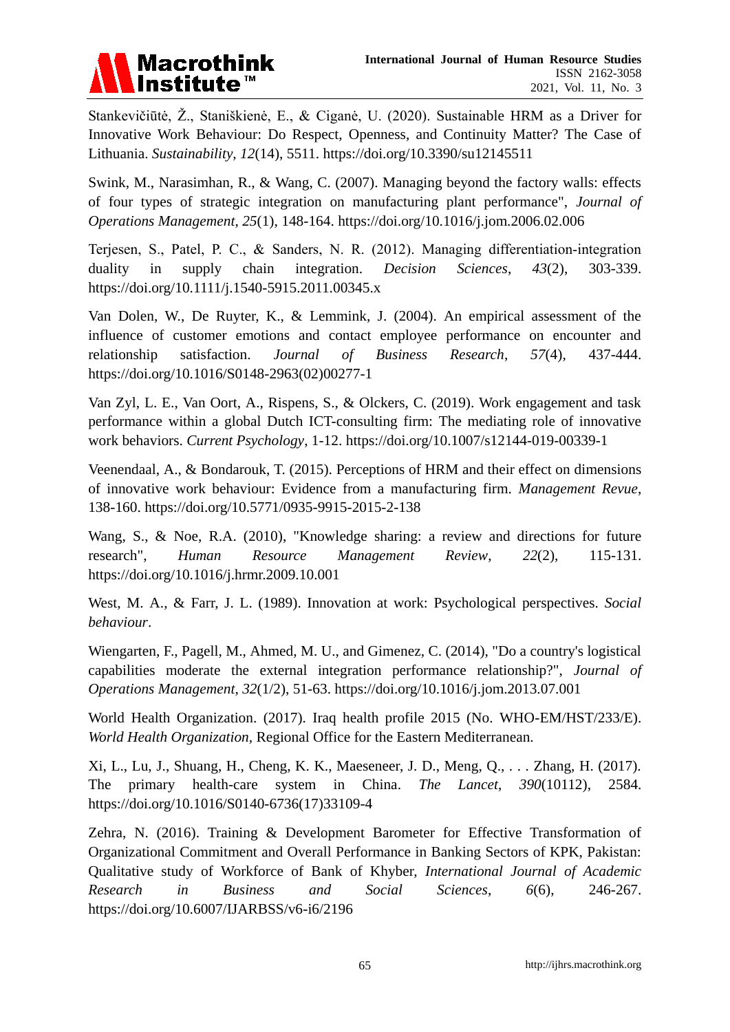Stankevičiūtė, Ž., Staniškienė, E., & Ciganė, U. (2020). Sustainable HRM as a Driver for Innovative Work Behaviour: Do Respect, Openness, and Continuity Matter? The Case of Lithuania. *Sustainability*, *12*(14), 5511. https://doi.org/10.3390/su12145511

Swink, M., Narasimhan, R., & Wang, C. (2007). Managing beyond the factory walls: effects of four types of strategic integration on manufacturing plant performance", *Journal of Operations Management*, *25*(1), 148-164. https://doi.org/10.1016/j.jom.2006.02.006

Terjesen, S., Patel, P. C., & Sanders, N. R. (2012). Managing differentiation-integration duality in supply chain integration. *Decision Sciences*, *43*(2), 303-339. https://doi.org/10.1111/j.1540-5915.2011.00345.x

Van Dolen, W., De Ruyter, K., & Lemmink, J. (2004). An empirical assessment of the influence of customer emotions and contact employee performance on encounter and relationship satisfaction. *Journal of Business Research*, *57*(4), 437-444. https://doi.org/10.1016/S0148-2963(02)00277-1

Van Zyl, L. E., Van Oort, A., Rispens, S., & Olckers, C. (2019). Work engagement and task performance within a global Dutch ICT-consulting firm: The mediating role of innovative work behaviors. *Current Psychology*, 1-12. https://doi.org/10.1007/s12144-019-00339-1

Veenendaal, A., & Bondarouk, T. (2015). Perceptions of HRM and their effect on dimensions of innovative work behaviour: Evidence from a manufacturing firm. *Management Revue*, 138-160. https://doi.org/10.5771/0935-9915-2015-2-138

Wang, S., & Noe, R.A. (2010), "Knowledge sharing: a review and directions for future research", *Human Resource Management Review*, *22*(2), 115-131. https://doi.org/10.1016/j.hrmr.2009.10.001

West, M. A., & Farr, J. L. (1989). Innovation at work: Psychological perspectives. *Social behaviour*.

Wiengarten, F., Pagell, M., Ahmed, M. U., and Gimenez, C. (2014), "Do a country's logistical capabilities moderate the external integration performance relationship?", *Journal of Operations Management*, *32*(1/2), 51-63. https://doi.org/10.1016/j.jom.2013.07.001

World Health Organization. (2017). Iraq health profile 2015 (No. WHO-EM/HST/233/E). *World Health Organization*, Regional Office for the Eastern Mediterranean.

Xi, L., Lu, J., Shuang, H., Cheng, K. K., Maeseneer, J. D., Meng, Q., . . . Zhang, H. (2017). The primary health-care system in China. *The Lancet*, *390*(10112), 2584. https://doi.org/10.1016/S0140-6736(17)33109-4

Zehra, N. (2016). Training & Development Barometer for Effective Transformation of Organizational Commitment and Overall Performance in Banking Sectors of KPK, Pakistan: Qualitative study of Workforce of Bank of Khyber, *International Journal of Academic Research in Business and Social Sciences*, *6*(6), 246-267. https://doi.org/10.6007/IJARBSS/v6-i6/2196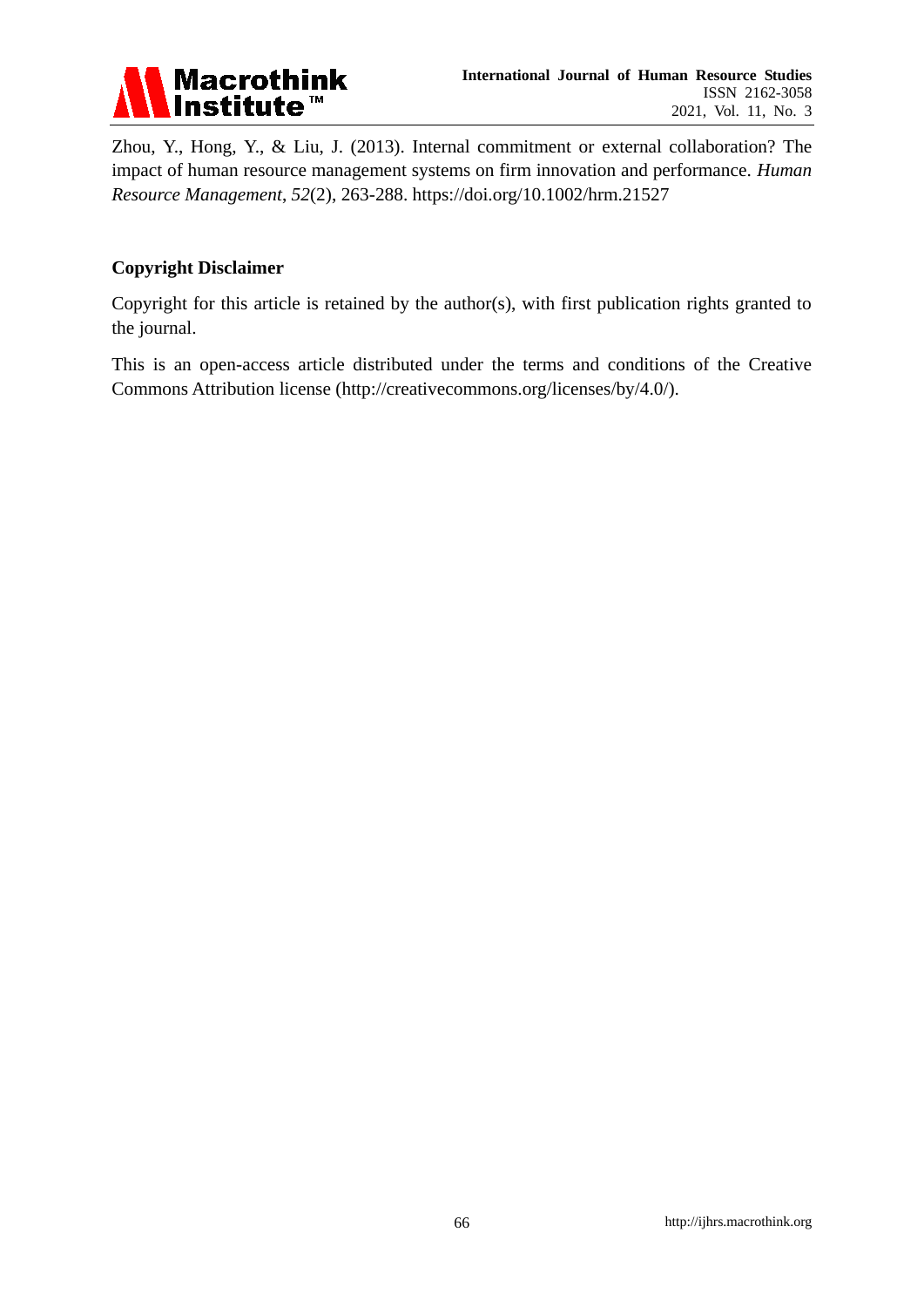Zhou, Y., Hong, Y., & Liu, J. (2013). Internal commitment or external collaboration? The impact of human resource management systems on firm innovation and performance. *Human Resource Management*, *52*(2), 263-288. https://doi.org/10.1002/hrm.21527

## Copyright Disclaimer

Copyright for this article is retained by the author(s), with first publication rights granted to the journal.

This is an open-access article distributed under the terms and conditions of the Creative Commons Attribution license (http://creativecommons.org/licenses/by/4.0/).